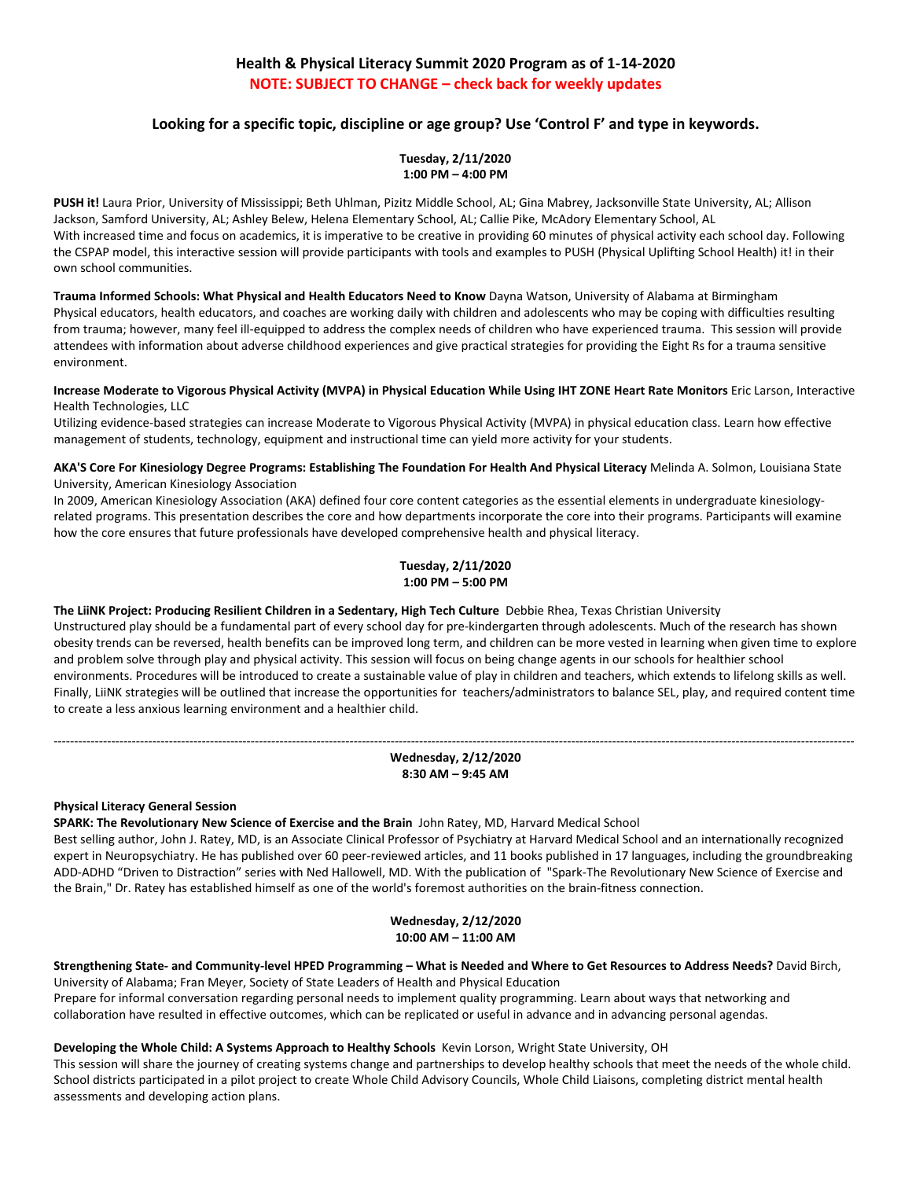# Health & Physical Literacy Summit 2020 Program as of 1-14-2020

**NOTE: SUBJECT TO CHANGE – check back for weekly updates**

## Looking for a specific topic, discipline or age group? Use 'Control F' and type in keywords.

**Tuesday, 2/11/2020**
**1:00 PM – 4:00 PM**

**PUSH it!** Laura Prior, University of Mississippi; Beth Uhlman, Pizitz Middle School, AL; Gina Mabrey, Jacksonville State University, AL; Allison Jackson, Samford University, AL; Ashley Belew, Helena Elementary School, AL; Callie Pike, McAdory Elementary School, AL
With increased time and focus on academics, it is imperative to be creative in providing 60 minutes of physical activity each school day. Following the CSPAP model, this interactive session will provide participants with tools and examples to PUSH (Physical Uplifting School Health) it! in their own school communities.

**Trauma Informed Schools: What Physical and Health Educators Need to Know** Dayna Watson, University of Alabama at Birmingham
Physical educators, health educators, and coaches are working daily with children and adolescents who may be coping with difficulties resulting from trauma; however, many feel ill-equipped to address the complex needs of children who have experienced trauma. This session will provide attendees with information about adverse childhood experiences and give practical strategies for providing the Eight Rs for a trauma sensitive environment.

**Increase Moderate to Vigorous Physical Activity (MVPA) in Physical Education While Using IHT ZONE Heart Rate Monitors** Eric Larson, Interactive Health Technologies, LLC
Utilizing evidence-based strategies can increase Moderate to Vigorous Physical Activity (MVPA) in physical education class. Learn how effective management of students, technology, equipment and instructional time can yield more activity for your students.

**AKA'S Core For Kinesiology Degree Programs: Establishing The Foundation For Health And Physical Literacy** Melinda A. Solmon, Louisiana State University, American Kinesiology Association
In 2009, American Kinesiology Association (AKA) defined four core content categories as the essential elements in undergraduate kinesiology-related programs. This presentation describes the core and how departments incorporate the core into their programs. Participants will examine how the core ensures that future professionals have developed comprehensive health and physical literacy.

**Tuesday, 2/11/2020**
**1:00 PM – 5:00 PM**

**The LiiNK Project: Producing Resilient Children in a Sedentary, High Tech Culture** Debbie Rhea, Texas Christian University
Unstructured play should be a fundamental part of every school day for pre-kindergarten through adolescents. Much of the research has shown obesity trends can be reversed, health benefits can be improved long term, and children can be more vested in learning when given time to explore and problem solve through play and physical activity. This session will focus on being change agents in our schools for healthier school environments. Procedures will be introduced to create a sustainable value of play in children and teachers, which extends to lifelong skills as well. Finally, LiiNK strategies will be outlined that increase the opportunities for teachers/administrators to balance SEL, play, and required content time to create a less anxious learning environment and a healthier child.

---

**Wednesday, 2/12/2020**
**8:30 AM – 9:45 AM**

**Physical Literacy General Session**
**SPARK: The Revolutionary New Science of Exercise and the Brain** John Ratey, MD, Harvard Medical School
Best selling author, John J. Ratey, MD, is an Associate Clinical Professor of Psychiatry at Harvard Medical School and an internationally recognized expert in Neuropsychiatry. He has published over 60 peer-reviewed articles, and 11 books published in 17 languages, including the groundbreaking ADD-ADHD "Driven to Distraction" series with Ned Hallowell, MD. With the publication of "Spark-The Revolutionary New Science of Exercise and the Brain," Dr. Ratey has established himself as one of the world's foremost authorities on the brain-fitness connection.

**Wednesday, 2/12/2020**
**10:00 AM – 11:00 AM**

**Strengthening State- and Community-level HPED Programming – What is Needed and Where to Get Resources to Address Needs?** David Birch, University of Alabama; Fran Meyer, Society of State Leaders of Health and Physical Education
Prepare for informal conversation regarding personal needs to implement quality programming. Learn about ways that networking and collaboration have resulted in effective outcomes, which can be replicated or useful in advance and in advancing personal agendas.

**Developing the Whole Child: A Systems Approach to Healthy Schools** Kevin Lorson, Wright State University, OH
This session will share the journey of creating systems change and partnerships to develop healthy schools that meet the needs of the whole child. School districts participated in a pilot project to create Whole Child Advisory Councils, Whole Child Liaisons, completing district mental health assessments and developing action plans.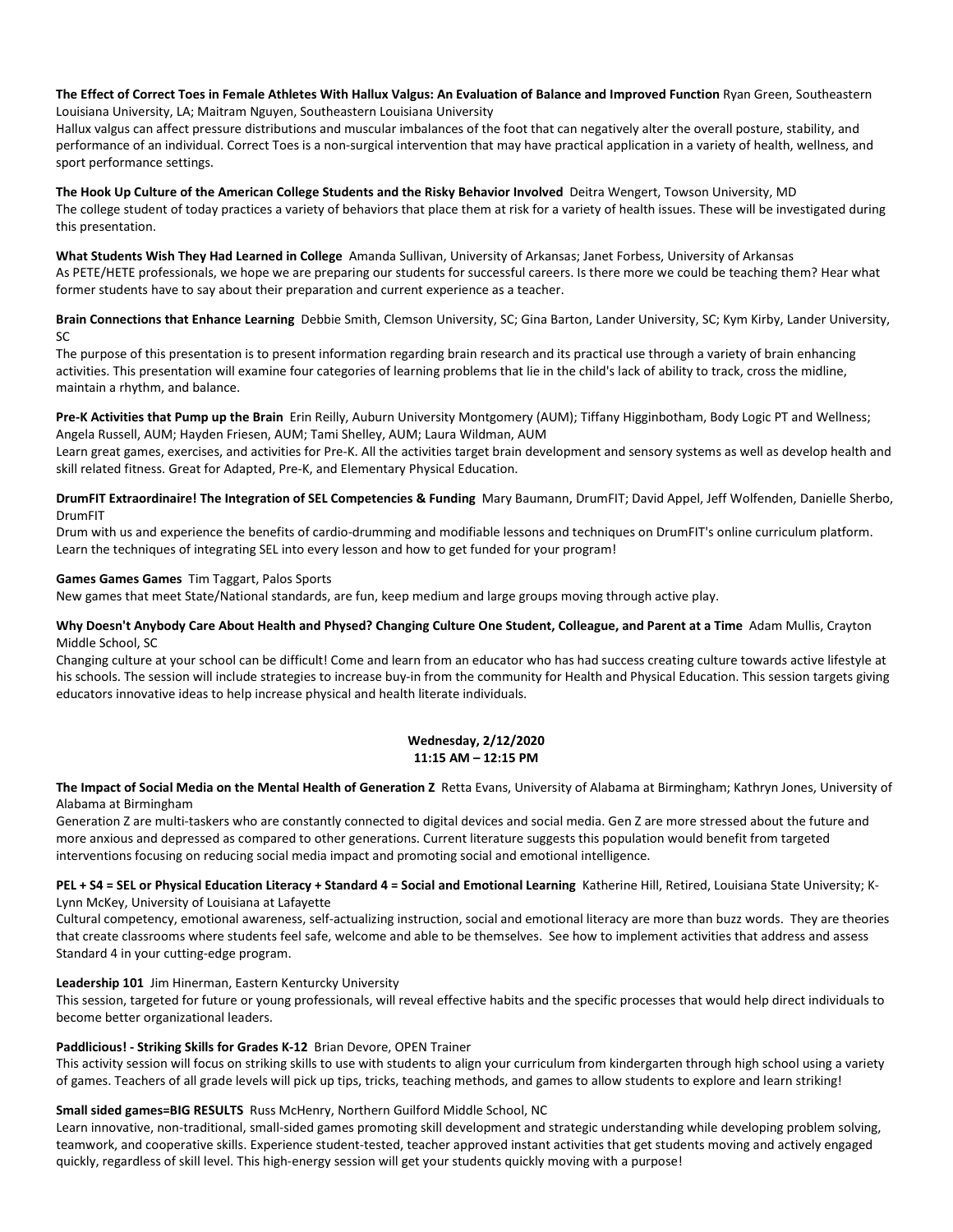**The Effect of Correct Toes in Female Athletes With Hallux Valgus: An Evaluation of Balance and Improved Function** Ryan Green, Southeastern Louisiana University, LA; Maitram Nguyen, Southeastern Louisiana University
Hallux valgus can affect pressure distributions and muscular imbalances of the foot that can negatively alter the overall posture, stability, and performance of an individual. Correct Toes is a non-surgical intervention that may have practical application in a variety of health, wellness, and sport performance settings.

**The Hook Up Culture of the American College Students and the Risky Behavior Involved** Deitra Wengert, Towson University, MD
The college student of today practices a variety of behaviors that place them at risk for a variety of health issues. These will be investigated during this presentation.

**What Students Wish They Had Learned in College** Amanda Sullivan, University of Arkansas; Janet Forbess, University of Arkansas
As PETE/HETE professionals, we hope we are preparing our students for successful careers. Is there more we could be teaching them? Hear what former students have to say about their preparation and current experience as a teacher.

**Brain Connections that Enhance Learning** Debbie Smith, Clemson University, SC; Gina Barton, Lander University, SC; Kym Kirby, Lander University, SC
The purpose of this presentation is to present information regarding brain research and its practical use through a variety of brain enhancing activities. This presentation will examine four categories of learning problems that lie in the child's lack of ability to track, cross the midline, maintain a rhythm, and balance.

**Pre-K Activities that Pump up the Brain** Erin Reilly, Auburn University Montgomery (AUM); Tiffany Higginbotham, Body Logic PT and Wellness; Angela Russell, AUM; Hayden Friesen, AUM; Tami Shelley, AUM; Laura Wildman, AUM
Learn great games, exercises, and activities for Pre-K. All the activities target brain development and sensory systems as well as develop health and skill related fitness. Great for Adapted, Pre-K, and Elementary Physical Education.

**DrumFIT Extraordinaire! The Integration of SEL Competencies & Funding** Mary Baumann, DrumFIT; David Appel, Jeff Wolfenden, Danielle Sherbo, DrumFIT
Drum with us and experience the benefits of cardio-drumming and modifiable lessons and techniques on DrumFIT's online curriculum platform. Learn the techniques of integrating SEL into every lesson and how to get funded for your program!

**Games Games Games** Tim Taggart, Palos Sports
New games that meet State/National standards, are fun, keep medium and large groups moving through active play.

**Why Doesn't Anybody Care About Health and Physed? Changing Culture One Student, Colleague, and Parent at a Time** Adam Mullis, Crayton Middle School, SC
Changing culture at your school can be difficult! Come and learn from an educator who has had success creating culture towards active lifestyle at his schools. The session will include strategies to increase buy-in from the community for Health and Physical Education. This session targets giving educators innovative ideas to help increase physical and health literate individuals.

**Wednesday, 2/12/2020**
**11:15 AM – 12:15 PM**

**The Impact of Social Media on the Mental Health of Generation Z** Retta Evans, University of Alabama at Birmingham; Kathryn Jones, University of Alabama at Birmingham
Generation Z are multi-taskers who are constantly connected to digital devices and social media. Gen Z are more stressed about the future and more anxious and depressed as compared to other generations. Current literature suggests this population would benefit from targeted interventions focusing on reducing social media impact and promoting social and emotional intelligence.

**PEL + S4 = SEL or Physical Education Literacy + Standard 4 = Social and Emotional Learning** Katherine Hill, Retired, Louisiana State University; K-Lynn McKey, University of Louisiana at Lafayette
Cultural competency, emotional awareness, self-actualizing instruction, social and emotional literacy are more than buzz words. They are theories that create classrooms where students feel safe, welcome and able to be themselves. See how to implement activities that address and assess Standard 4 in your cutting-edge program.

**Leadership 101** Jim Hinerman, Eastern Kenturcky University
This session, targeted for future or young professionals, will reveal effective habits and the specific processes that would help direct individuals to become better organizational leaders.

**Paddlicious! - Striking Skills for Grades K-12** Brian Devore, OPEN Trainer
This activity session will focus on striking skills to use with students to align your curriculum from kindergarten through high school using a variety of games. Teachers of all grade levels will pick up tips, tricks, teaching methods, and games to allow students to explore and learn striking!

**Small sided games=BIG RESULTS** Russ McHenry, Northern Guilford Middle School, NC
Learn innovative, non-traditional, small-sided games promoting skill development and strategic understanding while developing problem solving, teamwork, and cooperative skills. Experience student-tested, teacher approved instant activities that get students moving and actively engaged quickly, regardless of skill level. This high-energy session will get your students quickly moving with a purpose!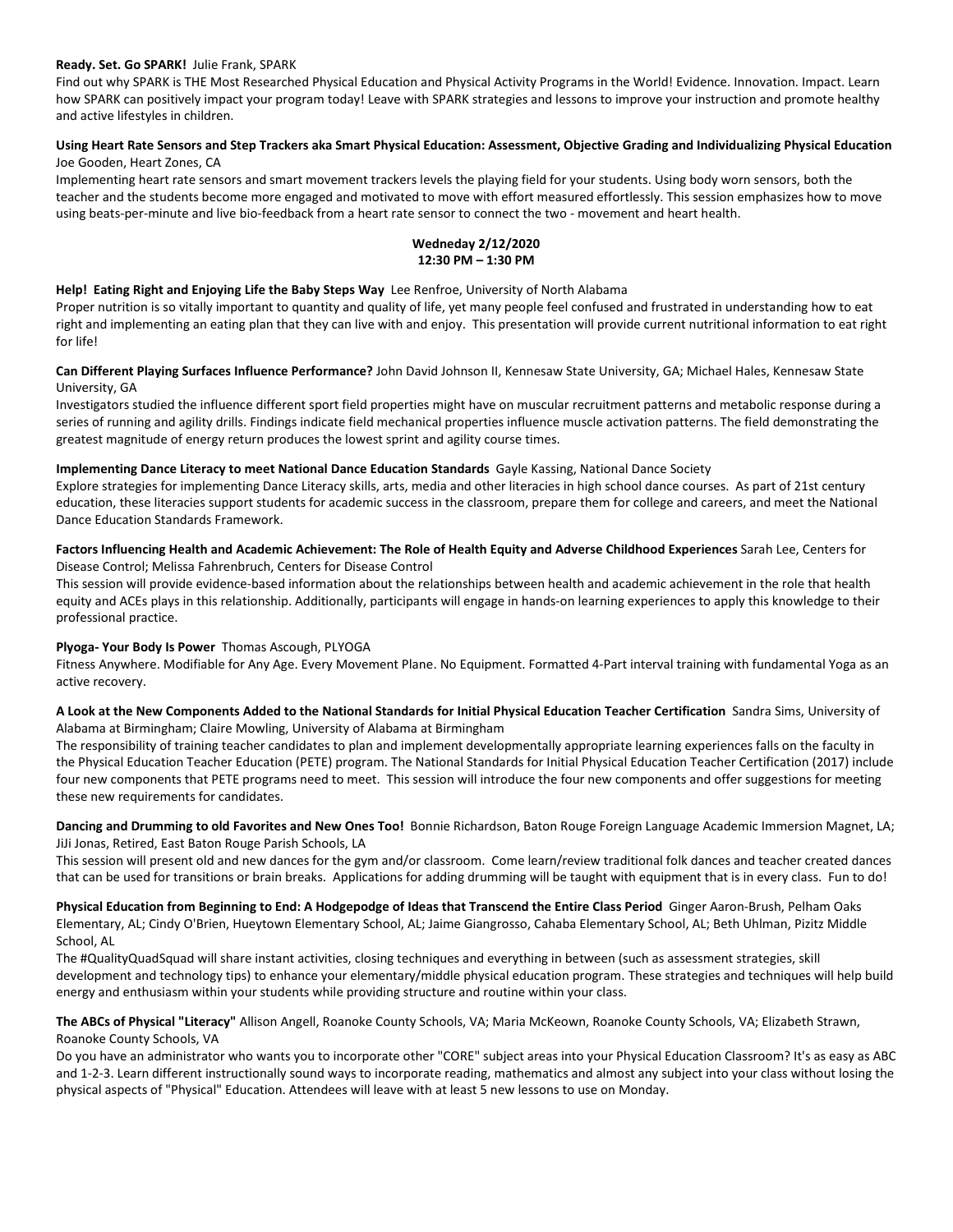**Ready. Set. Go SPARK!** Julie Frank, SPARK
Find out why SPARK is THE Most Researched Physical Education and Physical Activity Programs in the World! Evidence. Innovation. Impact. Learn how SPARK can positively impact your program today! Leave with SPARK strategies and lessons to improve your instruction and promote healthy and active lifestyles in children.

**Using Heart Rate Sensors and Step Trackers aka Smart Physical Education: Assessment, Objective Grading and Individualizing Physical Education** Joe Gooden, Heart Zones, CA
Implementing heart rate sensors and smart movement trackers levels the playing field for your students. Using body worn sensors, both the teacher and the students become more engaged and motivated to move with effort measured effortlessly. This session emphasizes how to move using beats-per-minute and live bio-feedback from a heart rate sensor to connect the two - movement and heart health.

**Wedneday 2/12/2020**
**12:30 PM – 1:30 PM**

**Help! Eating Right and Enjoying Life the Baby Steps Way** Lee Renfroe, University of North Alabama
Proper nutrition is so vitally important to quantity and quality of life, yet many people feel confused and frustrated in understanding how to eat right and implementing an eating plan that they can live with and enjoy. This presentation will provide current nutritional information to eat right for life!

**Can Different Playing Surfaces Influence Performance?** John David Johnson II, Kennesaw State University, GA; Michael Hales, Kennesaw State University, GA
Investigators studied the influence different sport field properties might have on muscular recruitment patterns and metabolic response during a series of running and agility drills. Findings indicate field mechanical properties influence muscle activation patterns. The field demonstrating the greatest magnitude of energy return produces the lowest sprint and agility course times.

**Implementing Dance Literacy to meet National Dance Education Standards** Gayle Kassing, National Dance Society
Explore strategies for implementing Dance Literacy skills, arts, media and other literacies in high school dance courses. As part of 21st century education, these literacies support students for academic success in the classroom, prepare them for college and careers, and meet the National Dance Education Standards Framework.

**Factors Influencing Health and Academic Achievement: The Role of Health Equity and Adverse Childhood Experiences** Sarah Lee, Centers for Disease Control; Melissa Fahrenbruch, Centers for Disease Control
This session will provide evidence-based information about the relationships between health and academic achievement in the role that health equity and ACEs plays in this relationship. Additionally, participants will engage in hands-on learning experiences to apply this knowledge to their professional practice.

**Plyoga- Your Body Is Power** Thomas Ascough, PLYOGA
Fitness Anywhere. Modifiable for Any Age. Every Movement Plane. No Equipment. Formatted 4-Part interval training with fundamental Yoga as an active recovery.

**A Look at the New Components Added to the National Standards for Initial Physical Education Teacher Certification** Sandra Sims, University of Alabama at Birmingham; Claire Mowling, University of Alabama at Birmingham
The responsibility of training teacher candidates to plan and implement developmentally appropriate learning experiences falls on the faculty in the Physical Education Teacher Education (PETE) program. The National Standards for Initial Physical Education Teacher Certification (2017) include four new components that PETE programs need to meet. This session will introduce the four new components and offer suggestions for meeting these new requirements for candidates.

**Dancing and Drumming to old Favorites and New Ones Too!** Bonnie Richardson, Baton Rouge Foreign Language Academic Immersion Magnet, LA; JiJi Jonas, Retired, East Baton Rouge Parish Schools, LA
This session will present old and new dances for the gym and/or classroom. Come learn/review traditional folk dances and teacher created dances that can be used for transitions or brain breaks. Applications for adding drumming will be taught with equipment that is in every class. Fun to do!

**Physical Education from Beginning to End: A Hodgepodge of Ideas that Transcend the Entire Class Period** Ginger Aaron-Brush, Pelham Oaks Elementary, AL; Cindy O'Brien, Hueytown Elementary School, AL; Jaime Giangrosso, Cahaba Elementary School, AL; Beth Uhlman, Pizitz Middle School, AL
The #QualityQuadSquad will share instant activities, closing techniques and everything in between (such as assessment strategies, skill development and technology tips) to enhance your elementary/middle physical education program. These strategies and techniques will help build energy and enthusiasm within your students while providing structure and routine within your class.

**The ABCs of Physical "Literacy"** Allison Angell, Roanoke County Schools, VA; Maria McKeown, Roanoke County Schools, VA; Elizabeth Strawn, Roanoke County Schools, VA
Do you have an administrator who wants you to incorporate other "CORE" subject areas into your Physical Education Classroom? It's as easy as ABC and 1-2-3. Learn different instructionally sound ways to incorporate reading, mathematics and almost any subject into your class without losing the physical aspects of "Physical" Education. Attendees will leave with at least 5 new lessons to use on Monday.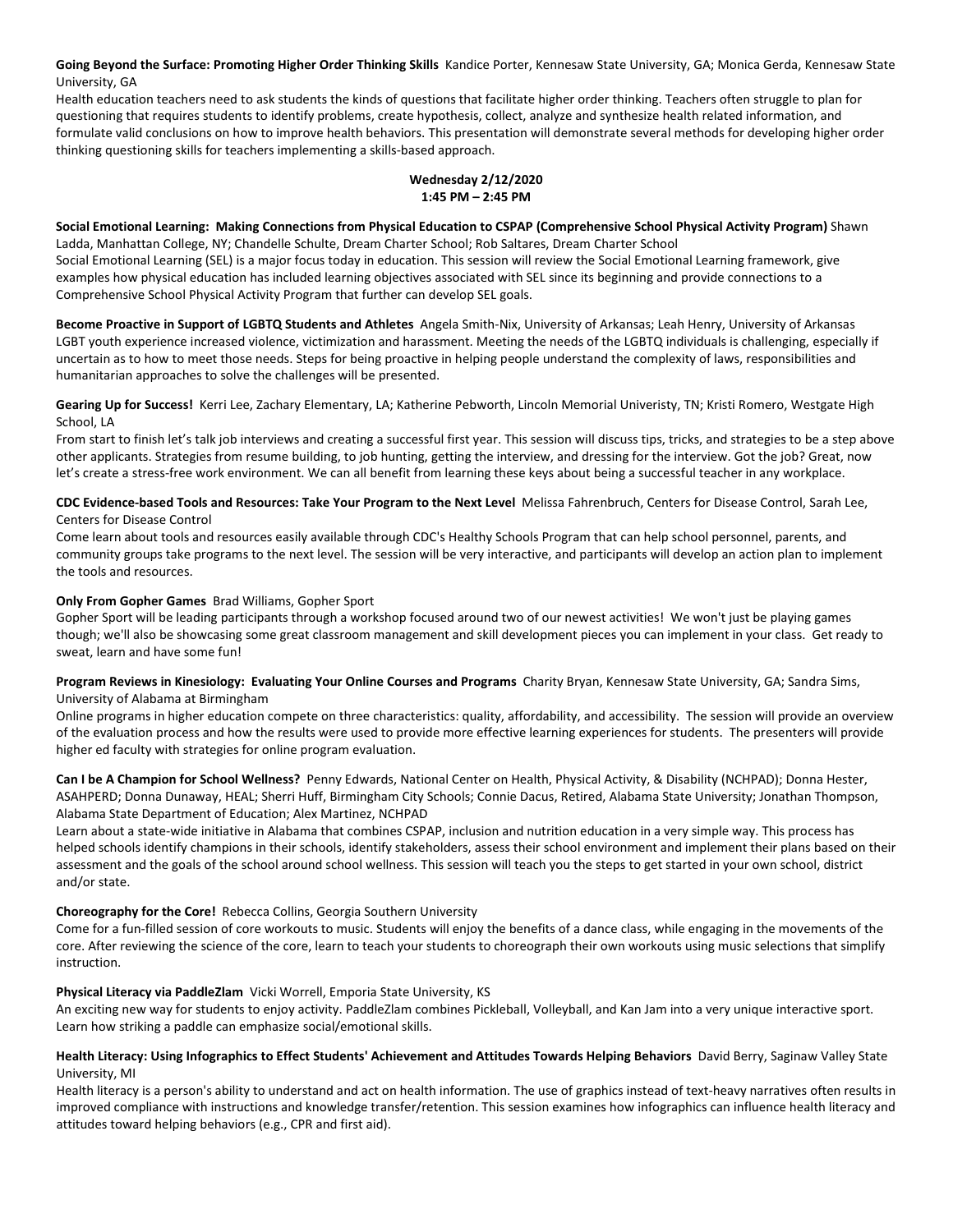**Going Beyond the Surface: Promoting Higher Order Thinking Skills** Kandice Porter, Kennesaw State University, GA; Monica Gerda, Kennesaw State University, GA

Health education teachers need to ask students the kinds of questions that facilitate higher order thinking. Teachers often struggle to plan for questioning that requires students to identify problems, create hypothesis, collect, analyze and synthesize health related information, and formulate valid conclusions on how to improve health behaviors. This presentation will demonstrate several methods for developing higher order thinking questioning skills for teachers implementing a skills-based approach.

**Wednesday 2/12/2020**
**1:45 PM – 2:45 PM**

**Social Emotional Learning: Making Connections from Physical Education to CSPAP (Comprehensive School Physical Activity Program)** Shawn Ladda, Manhattan College, NY; Chandelle Schulte, Dream Charter School; Rob Saltares, Dream Charter School

Social Emotional Learning (SEL) is a major focus today in education. This session will review the Social Emotional Learning framework, give examples how physical education has included learning objectives associated with SEL since its beginning and provide connections to a Comprehensive School Physical Activity Program that further can develop SEL goals.

**Become Proactive in Support of LGBTQ Students and Athletes** Angela Smith-Nix, University of Arkansas; Leah Henry, University of Arkansas

LGBT youth experience increased violence, victimization and harassment. Meeting the needs of the LGBTQ individuals is challenging, especially if uncertain as to how to meet those needs. Steps for being proactive in helping people understand the complexity of laws, responsibilities and humanitarian approaches to solve the challenges will be presented.

**Gearing Up for Success!** Kerri Lee, Zachary Elementary, LA; Katherine Pebworth, Lincoln Memorial Univeristy, TN; Kristi Romero, Westgate High School, LA

From start to finish let's talk job interviews and creating a successful first year. This session will discuss tips, tricks, and strategies to be a step above other applicants. Strategies from resume building, to job hunting, getting the interview, and dressing for the interview. Got the job? Great, now let's create a stress-free work environment. We can all benefit from learning these keys about being a successful teacher in any workplace.

**CDC Evidence-based Tools and Resources: Take Your Program to the Next Level** Melissa Fahrenbruch, Centers for Disease Control, Sarah Lee, Centers for Disease Control

Come learn about tools and resources easily available through CDC's Healthy Schools Program that can help school personnel, parents, and community groups take programs to the next level. The session will be very interactive, and participants will develop an action plan to implement the tools and resources.

**Only From Gopher Games** Brad Williams, Gopher Sport

Gopher Sport will be leading participants through a workshop focused around two of our newest activities! We won't just be playing games though; we'll also be showcasing some great classroom management and skill development pieces you can implement in your class. Get ready to sweat, learn and have some fun!

**Program Reviews in Kinesiology: Evaluating Your Online Courses and Programs** Charity Bryan, Kennesaw State University, GA; Sandra Sims, University of Alabama at Birmingham

Online programs in higher education compete on three characteristics: quality, affordability, and accessibility. The session will provide an overview of the evaluation process and how the results were used to provide more effective learning experiences for students. The presenters will provide higher ed faculty with strategies for online program evaluation.

**Can I be A Champion for School Wellness?** Penny Edwards, National Center on Health, Physical Activity, & Disability (NCHPAD); Donna Hester, ASAHPERD; Donna Dunaway, HEAL; Sherri Huff, Birmingham City Schools; Connie Dacus, Retired, Alabama State University; Jonathan Thompson, Alabama State Department of Education; Alex Martinez, NCHPAD

Learn about a state-wide initiative in Alabama that combines CSPAP, inclusion and nutrition education in a very simple way. This process has helped schools identify champions in their schools, identify stakeholders, assess their school environment and implement their plans based on their assessment and the goals of the school around school wellness. This session will teach you the steps to get started in your own school, district and/or state.

**Choreography for the Core!** Rebecca Collins, Georgia Southern University

Come for a fun-filled session of core workouts to music. Students will enjoy the benefits of a dance class, while engaging in the movements of the core. After reviewing the science of the core, learn to teach your students to choreograph their own workouts using music selections that simplify instruction.

**Physical Literacy via PaddleZlam** Vicki Worrell, Emporia State University, KS

An exciting new way for students to enjoy activity. PaddleZlam combines Pickleball, Volleyball, and Kan Jam into a very unique interactive sport. Learn how striking a paddle can emphasize social/emotional skills.

**Health Literacy: Using Infographics to Effect Students' Achievement and Attitudes Towards Helping Behaviors** David Berry, Saginaw Valley State University, MI

Health literacy is a person's ability to understand and act on health information. The use of graphics instead of text-heavy narratives often results in improved compliance with instructions and knowledge transfer/retention. This session examines how infographics can influence health literacy and attitudes toward helping behaviors (e.g., CPR and first aid).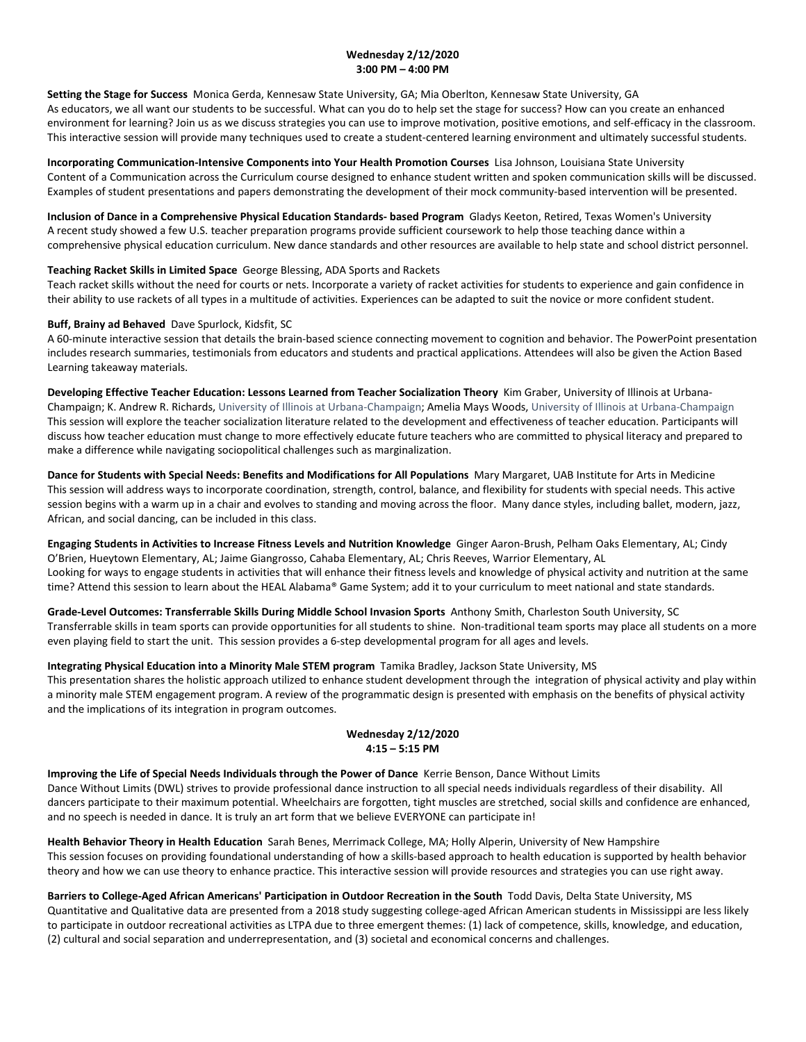**Wednesday 2/12/2020**
**3:00 PM – 4:00 PM**

**Setting the Stage for Success** Monica Gerda, Kennesaw State University, GA; Mia Oberlton, Kennesaw State University, GA
As educators, we all want our students to be successful. What can you do to help set the stage for success? How can you create an enhanced environment for learning? Join us as we discuss strategies you can use to improve motivation, positive emotions, and self-efficacy in the classroom. This interactive session will provide many techniques used to create a student-centered learning environment and ultimately successful students.

**Incorporating Communication-Intensive Components into Your Health Promotion Courses** Lisa Johnson, Louisiana State University
Content of a Communication across the Curriculum course designed to enhance student written and spoken communication skills will be discussed. Examples of student presentations and papers demonstrating the development of their mock community-based intervention will be presented.

**Inclusion of Dance in a Comprehensive Physical Education Standards- based Program** Gladys Keeton, Retired, Texas Women's University
A recent study showed a few U.S. teacher preparation programs provide sufficient coursework to help those teaching dance within a comprehensive physical education curriculum. New dance standards and other resources are available to help state and school district personnel.

**Teaching Racket Skills in Limited Space** George Blessing, ADA Sports and Rackets
Teach racket skills without the need for courts or nets. Incorporate a variety of racket activities for students to experience and gain confidence in their ability to use rackets of all types in a multitude of activities. Experiences can be adapted to suit the novice or more confident student.

**Buff, Brainy ad Behaved** Dave Spurlock, Kidsfit, SC
A 60-minute interactive session that details the brain-based science connecting movement to cognition and behavior. The PowerPoint presentation includes research summaries, testimonials from educators and students and practical applications. Attendees will also be given the Action Based Learning takeaway materials.

**Developing Effective Teacher Education: Lessons Learned from Teacher Socialization Theory** Kim Graber, University of Illinois at Urbana-Champaign; K. Andrew R. Richards, University of Illinois at Urbana-Champaign; Amelia Mays Woods, University of Illinois at Urbana-Champaign
This session will explore the teacher socialization literature related to the development and effectiveness of teacher education. Participants will discuss how teacher education must change to more effectively educate future teachers who are committed to physical literacy and prepared to make a difference while navigating sociopolitical challenges such as marginalization.

**Dance for Students with Special Needs: Benefits and Modifications for All Populations** Mary Margaret, UAB Institute for Arts in Medicine
This session will address ways to incorporate coordination, strength, control, balance, and flexibility for students with special needs. This active session begins with a warm up in a chair and evolves to standing and moving across the floor. Many dance styles, including ballet, modern, jazz, African, and social dancing, can be included in this class.

**Engaging Students in Activities to Increase Fitness Levels and Nutrition Knowledge** Ginger Aaron-Brush, Pelham Oaks Elementary, AL; Cindy O'Brien, Hueytown Elementary, AL; Jaime Giangrosso, Cahaba Elementary, AL; Chris Reeves, Warrior Elementary, AL
Looking for ways to engage students in activities that will enhance their fitness levels and knowledge of physical activity and nutrition at the same time? Attend this session to learn about the HEAL Alabama® Game System; add it to your curriculum to meet national and state standards.

**Grade-Level Outcomes: Transferrable Skills During Middle School Invasion Sports** Anthony Smith, Charleston South University, SC
Transferrable skills in team sports can provide opportunities for all students to shine. Non-traditional team sports may place all students on a more even playing field to start the unit. This session provides a 6-step developmental program for all ages and levels.

**Integrating Physical Education into a Minority Male STEM program** Tamika Bradley, Jackson State University, MS
This presentation shares the holistic approach utilized to enhance student development through the integration of physical activity and play within a minority male STEM engagement program. A review of the programmatic design is presented with emphasis on the benefits of physical activity and the implications of its integration in program outcomes.

**Wednesday 2/12/2020**
**4:15 – 5:15 PM**

**Improving the Life of Special Needs Individuals through the Power of Dance** Kerrie Benson, Dance Without Limits
Dance Without Limits (DWL) strives to provide professional dance instruction to all special needs individuals regardless of their disability. All dancers participate to their maximum potential. Wheelchairs are forgotten, tight muscles are stretched, social skills and confidence are enhanced, and no speech is needed in dance. It is truly an art form that we believe EVERYONE can participate in!

**Health Behavior Theory in Health Education** Sarah Benes, Merrimack College, MA; Holly Alperin, University of New Hampshire
This session focuses on providing foundational understanding of how a skills-based approach to health education is supported by health behavior theory and how we can use theory to enhance practice. This interactive session will provide resources and strategies you can use right away.

**Barriers to College-Aged African Americans' Participation in Outdoor Recreation in the South** Todd Davis, Delta State University, MS
Quantitative and Qualitative data are presented from a 2018 study suggesting college-aged African American students in Mississippi are less likely to participate in outdoor recreational activities as LTPA due to three emergent themes: (1) lack of competence, skills, knowledge, and education, (2) cultural and social separation and underrepresentation, and (3) societal and economical concerns and challenges.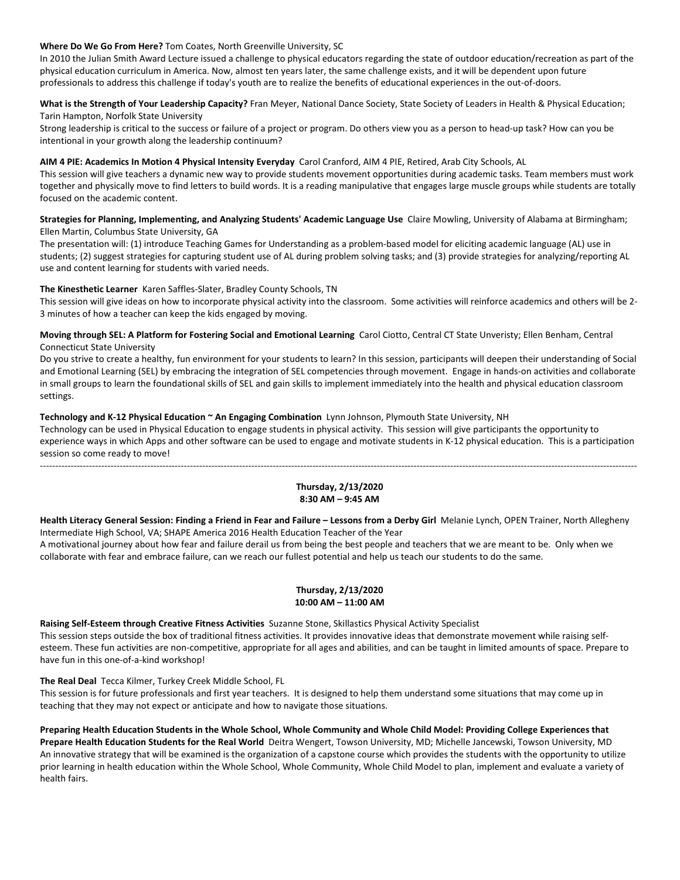**Where Do We Go From Here?** Tom Coates, North Greenville University, SC

In 2010 the Julian Smith Award Lecture issued a challenge to physical educators regarding the state of outdoor education/recreation as part of the physical education curriculum in America. Now, almost ten years later, the same challenge exists, and it will be dependent upon future professionals to address this challenge if today's youth are to realize the benefits of educational experiences in the out-of-doors.

**What is the Strength of Your Leadership Capacity?** Fran Meyer, National Dance Society, State Society of Leaders in Health & Physical Education; Tarin Hampton, Norfolk State University

Strong leadership is critical to the success or failure of a project or program. Do others view you as a person to head-up task? How can you be intentional in your growth along the leadership continuum?

**AIM 4 PIE: Academics In Motion 4 Physical Intensity Everyday** Carol Cranford, AIM 4 PIE, Retired, Arab City Schools, AL

This session will give teachers a dynamic new way to provide students movement opportunities during academic tasks. Team members must work together and physically move to find letters to build words. It is a reading manipulative that engages large muscle groups while students are totally focused on the academic content.

**Strategies for Planning, Implementing, and Analyzing Students' Academic Language Use** Claire Mowling, University of Alabama at Birmingham; Ellen Martin, Columbus State University, GA

The presentation will: (1) introduce Teaching Games for Understanding as a problem-based model for eliciting academic language (AL) use in students; (2) suggest strategies for capturing student use of AL during problem solving tasks; and (3) provide strategies for analyzing/reporting AL use and content learning for students with varied needs.

**The Kinesthetic Learner** Karen Saffles-Slater, Bradley County Schools, TN

This session will give ideas on how to incorporate physical activity into the classroom. Some activities will reinforce academics and others will be 2-3 minutes of how a teacher can keep the kids engaged by moving.

**Moving through SEL: A Platform for Fostering Social and Emotional Learning** Carol Ciotto, Central CT State Unveristy; Ellen Benham, Central Connecticut State University

Do you strive to create a healthy, fun environment for your students to learn? In this session, participants will deepen their understanding of Social and Emotional Learning (SEL) by embracing the integration of SEL competencies through movement. Engage in hands-on activities and collaborate in small groups to learn the foundational skills of SEL and gain skills to implement immediately into the health and physical education classroom settings.

**Technology and K-12 Physical Education ~ An Engaging Combination** Lynn Johnson, Plymouth State University, NH

Technology can be used in Physical Education to engage students in physical activity. This session will give participants the opportunity to experience ways in which Apps and other software can be used to engage and motivate students in K-12 physical education. This is a participation session so come ready to move!

---

**Thursday, 2/13/2020**
**8:30 AM – 9:45 AM**

**Health Literacy General Session: Finding a Friend in Fear and Failure – Lessons from a Derby Girl** Melanie Lynch, OPEN Trainer, North Allegheny Intermediate High School, VA; SHAPE America 2016 Health Education Teacher of the Year

A motivational journey about how fear and failure derail us from being the best people and teachers that we are meant to be. Only when we collaborate with fear and embrace failure, can we reach our fullest potential and help us teach our students to do the same.

**Thursday, 2/13/2020**
**10:00 AM – 11:00 AM**

**Raising Self-Esteem through Creative Fitness Activities** Suzanne Stone, Skillastics Physical Activity Specialist

This session steps outside the box of traditional fitness activities. It provides innovative ideas that demonstrate movement while raising self-esteem. These fun activities are non-competitive, appropriate for all ages and abilities, and can be taught in limited amounts of space. Prepare to have fun in this one-of-a-kind workshop!

**The Real Deal** Tecca Kilmer, Turkey Creek Middle School, FL

This session is for future professionals and first year teachers. It is designed to help them understand some situations that may come up in teaching that they may not expect or anticipate and how to navigate those situations.

**Preparing Health Education Students in the Whole School, Whole Community and Whole Child Model: Providing College Experiences that Prepare Health Education Students for the Real World** Deitra Wengert, Towson University, MD; Michelle Jancewski, Towson University, MD

An innovative strategy that will be examined is the organization of a capstone course which provides the students with the opportunity to utilize prior learning in health education within the Whole School, Whole Community, Whole Child Model to plan, implement and evaluate a variety of health fairs.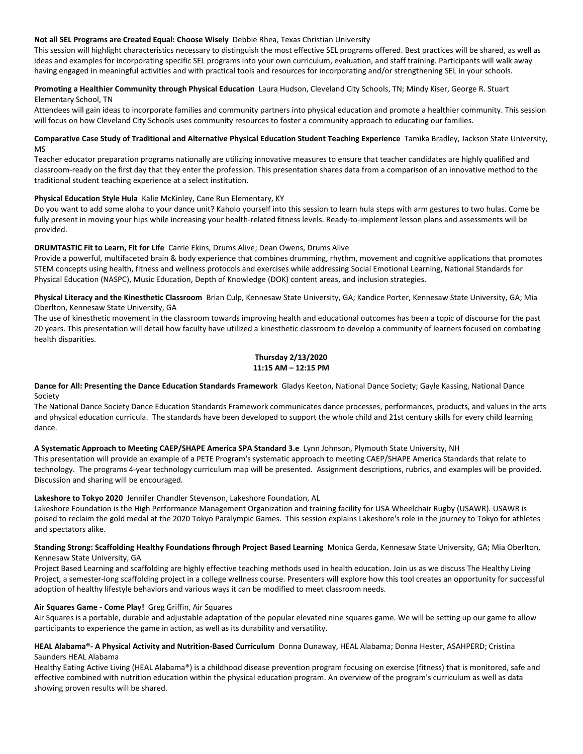**Not all SEL Programs are Created Equal: Choose Wisely** Debbie Rhea, Texas Christian University
This session will highlight characteristics necessary to distinguish the most effective SEL programs offered. Best practices will be shared, as well as ideas and examples for incorporating specific SEL programs into your own curriculum, evaluation, and staff training. Participants will walk away having engaged in meaningful activities and with practical tools and resources for incorporating and/or strengthening SEL in your schools.

**Promoting a Healthier Community through Physical Education** Laura Hudson, Cleveland City Schools, TN; Mindy Kiser, George R. Stuart Elementary School, TN
Attendees will gain ideas to incorporate families and community partners into physical education and promote a healthier community. This session will focus on how Cleveland City Schools uses community resources to foster a community approach to educating our families.

**Comparative Case Study of Traditional and Alternative Physical Education Student Teaching Experience** Tamika Bradley, Jackson State University, MS
Teacher educator preparation programs nationally are utilizing innovative measures to ensure that teacher candidates are highly qualified and classroom-ready on the first day that they enter the profession. This presentation shares data from a comparison of an innovative method to the traditional student teaching experience at a select institution.

**Physical Education Style Hula** Kalie McKinley, Cane Run Elementary, KY
Do you want to add some aloha to your dance unit? Kaholo yourself into this session to learn hula steps with arm gestures to two hulas. Come be fully present in moving your hips while increasing your health-related fitness levels. Ready-to-implement lesson plans and assessments will be provided.

**DRUMTASTIC Fit to Learn, Fit for Life** Carrie Ekins, Drums Alive; Dean Owens, Drums Alive
Provide a powerful, multifaceted brain & body experience that combines drumming, rhythm, movement and cognitive applications that promotes STEM concepts using health, fitness and wellness protocols and exercises while addressing Social Emotional Learning, National Standards for Physical Education (NASPC), Music Education, Depth of Knowledge (DOK) content areas, and inclusion strategies.

**Physical Literacy and the Kinesthetic Classroom** Brian Culp, Kennesaw State University, GA; Kandice Porter, Kennesaw State University, GA; Mia Oberlton, Kennesaw State University, GA
The use of kinesthetic movement in the classroom towards improving health and educational outcomes has been a topic of discourse for the past 20 years. This presentation will detail how faculty have utilized a kinesthetic classroom to develop a community of learners focused on combating health disparities.

## Thursday 2/13/2020
## 11:15 AM – 12:15 PM

**Dance for All: Presenting the Dance Education Standards Framework** Gladys Keeton, National Dance Society; Gayle Kassing, National Dance Society
The National Dance Society Dance Education Standards Framework communicates dance processes, performances, products, and values in the arts and physical education curricula. The standards have been developed to support the whole child and 21st century skills for every child learning dance.

**A Systematic Approach to Meeting CAEP/SHAPE America SPA Standard 3.e** Lynn Johnson, Plymouth State University, NH
This presentation will provide an example of a PETE Program's systematic approach to meeting CAEP/SHAPE America Standards that relate to technology. The programs 4-year technology curriculum map will be presented. Assignment descriptions, rubrics, and examples will be provided. Discussion and sharing will be encouraged.

**Lakeshore to Tokyo 2020** Jennifer Chandler Stevenson, Lakeshore Foundation, AL
Lakeshore Foundation is the High Performance Management Organization and training facility for USA Wheelchair Rugby (USAWR). USAWR is poised to reclaim the gold medal at the 2020 Tokyo Paralympic Games. This session explains Lakeshore's role in the journey to Tokyo for athletes and spectators alike.

**Standing Strong: Scaffolding Healthy Foundations fhrough Project Based Learning** Monica Gerda, Kennesaw State University, GA; Mia Oberlton, Kennesaw State University, GA
Project Based Learning and scaffolding are highly effective teaching methods used in health education. Join us as we discuss The Healthy Living Project, a semester-long scaffolding project in a college wellness course. Presenters will explore how this tool creates an opportunity for successful adoption of healthy lifestyle behaviors and various ways it can be modified to meet classroom needs.

**Air Squares Game - Come Play!** Greg Griffin, Air Squares
Air Squares is a portable, durable and adjustable adaptation of the popular elevated nine squares game. We will be setting up our game to allow participants to experience the game in action, as well as its durability and versatility.

**HEAL Alabama®- A Physical Activity and Nutrition-Based Curriculum** Donna Dunaway, HEAL Alabama; Donna Hester, ASAHPERD; Cristina Saunders HEAL Alabama
Healthy Eating Active Living (HEAL Alabama®) is a childhood disease prevention program focusing on exercise (fitness) that is monitored, safe and effective combined with nutrition education within the physical education program. An overview of the program's curriculum as well as data showing proven results will be shared.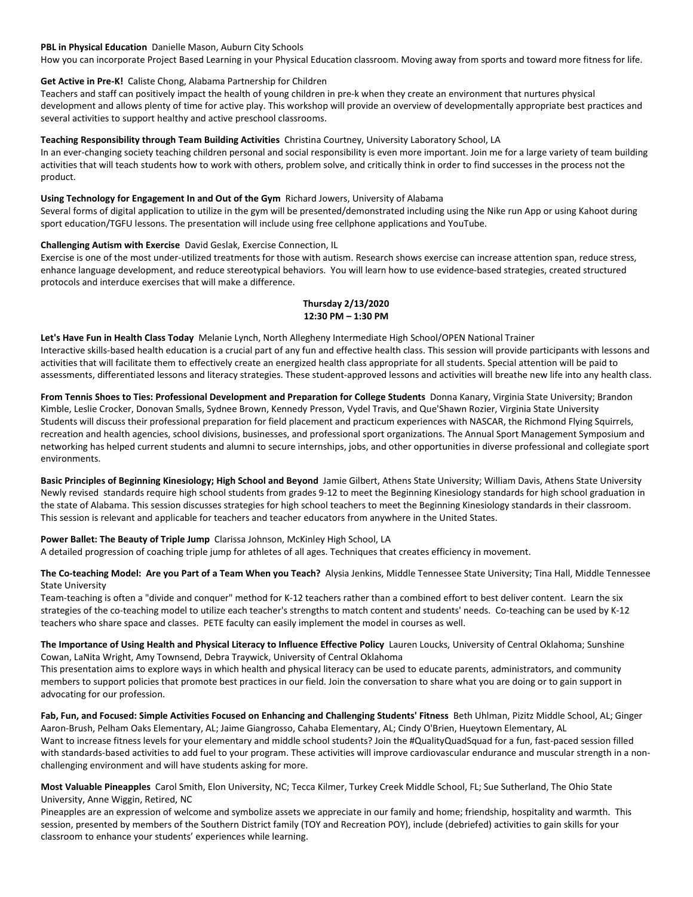**PBL in Physical Education** Danielle Mason, Auburn City Schools
How you can incorporate Project Based Learning in your Physical Education classroom. Moving away from sports and toward more fitness for life.

**Get Active in Pre-K!** Caliste Chong, Alabama Partnership for Children
Teachers and staff can positively impact the health of young children in pre-k when they create an environment that nurtures physical development and allows plenty of time for active play. This workshop will provide an overview of developmentally appropriate best practices and several activities to support healthy and active preschool classrooms.

**Teaching Responsibility through Team Building Activities** Christina Courtney, University Laboratory School, LA
In an ever-changing society teaching children personal and social responsibility is even more important. Join me for a large variety of team building activities that will teach students how to work with others, problem solve, and critically think in order to find successes in the process not the product.

**Using Technology for Engagement In and Out of the Gym** Richard Jowers, University of Alabama
Several forms of digital application to utilize in the gym will be presented/demonstrated including using the Nike run App or using Kahoot during sport education/TGFU lessons. The presentation will include using free cellphone applications and YouTube.

**Challenging Autism with Exercise** David Geslak, Exercise Connection, IL
Exercise is one of the most under-utilized treatments for those with autism. Research shows exercise can increase attention span, reduce stress, enhance language development, and reduce stereotypical behaviors. You will learn how to use evidence-based strategies, created structured protocols and interduce exercises that will make a difference.

**Thursday 2/13/2020**
**12:30 PM – 1:30 PM**

**Let's Have Fun in Health Class Today** Melanie Lynch, North Allegheny Intermediate High School/OPEN National Trainer
Interactive skills-based health education is a crucial part of any fun and effective health class. This session will provide participants with lessons and activities that will facilitate them to effectively create an energized health class appropriate for all students. Special attention will be paid to assessments, differentiated lessons and literacy strategies. These student-approved lessons and activities will breathe new life into any health class.

**From Tennis Shoes to Ties: Professional Development and Preparation for College Students** Donna Kanary, Virginia State University; Brandon Kimble, Leslie Crocker, Donovan Smalls, Sydnee Brown, Kennedy Presson, Vydel Travis, and Que'Shawn Rozier, Virginia State University
Students will discuss their professional preparation for field placement and practicum experiences with NASCAR, the Richmond Flying Squirrels, recreation and health agencies, school divisions, businesses, and professional sport organizations. The Annual Sport Management Symposium and networking has helped current students and alumni to secure internships, jobs, and other opportunities in diverse professional and collegiate sport environments.

**Basic Principles of Beginning Kinesiology; High School and Beyond** Jamie Gilbert, Athens State University; William Davis, Athens State University
Newly revised standards require high school students from grades 9-12 to meet the Beginning Kinesiology standards for high school graduation in the state of Alabama. This session discusses strategies for high school teachers to meet the Beginning Kinesiology standards in their classroom. This session is relevant and applicable for teachers and teacher educators from anywhere in the United States.

**Power Ballet: The Beauty of Triple Jump** Clarissa Johnson, McKinley High School, LA
A detailed progression of coaching triple jump for athletes of all ages. Techniques that creates efficiency in movement.

**The Co-teaching Model: Are you Part of a Team When you Teach?** Alysia Jenkins, Middle Tennessee State University; Tina Hall, Middle Tennessee State University
Team-teaching is often a "divide and conquer" method for K-12 teachers rather than a combined effort to best deliver content. Learn the six strategies of the co-teaching model to utilize each teacher's strengths to match content and students' needs. Co-teaching can be used by K-12 teachers who share space and classes. PETE faculty can easily implement the model in courses as well.

**The Importance of Using Health and Physical Literacy to Influence Effective Policy** Lauren Loucks, University of Central Oklahoma; Sunshine Cowan, LaNita Wright, Amy Townsend, Debra Traywick, University of Central Oklahoma
This presentation aims to explore ways in which health and physical literacy can be used to educate parents, administrators, and community members to support policies that promote best practices in our field. Join the conversation to share what you are doing or to gain support in advocating for our profession.

**Fab, Fun, and Focused: Simple Activities Focused on Enhancing and Challenging Students' Fitness** Beth Uhlman, Pizitz Middle School, AL; Ginger Aaron-Brush, Pelham Oaks Elementary, AL; Jaime Giangrosso, Cahaba Elementary, AL; Cindy O'Brien, Hueytown Elementary, AL
Want to increase fitness levels for your elementary and middle school students? Join the #QualityQuadSquad for a fun, fast-paced session filled with standards-based activities to add fuel to your program. These activities will improve cardiovascular endurance and muscular strength in a non-challenging environment and will have students asking for more.

**Most Valuable Pineapples** Carol Smith, Elon University, NC; Tecca Kilmer, Turkey Creek Middle School, FL; Sue Sutherland, The Ohio State University, Anne Wiggin, Retired, NC
Pineapples are an expression of welcome and symbolize assets we appreciate in our family and home; friendship, hospitality and warmth. This session, presented by members of the Southern District family (TOY and Recreation POY), include (debriefed) activities to gain skills for your classroom to enhance your students' experiences while learning.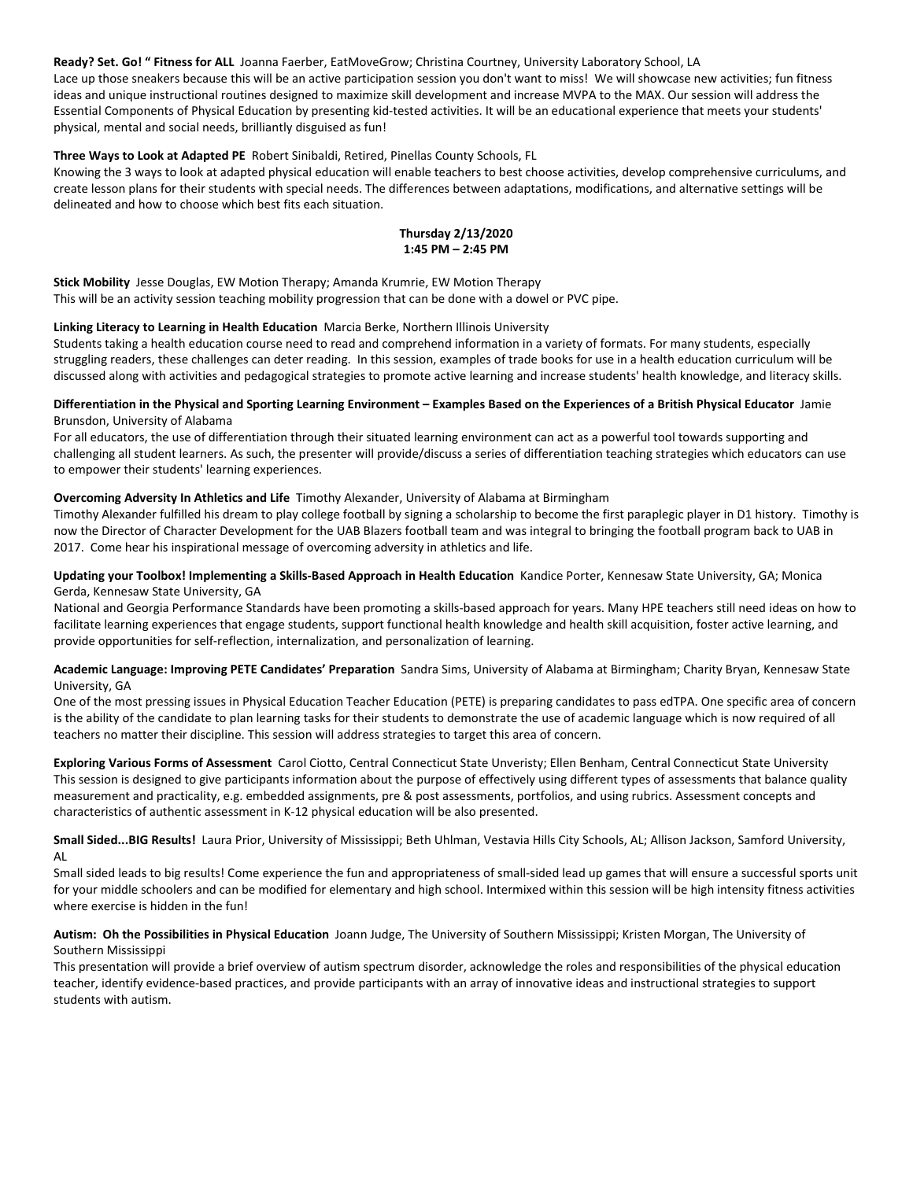**Ready? Set. Go! " Fitness for ALL** Joanna Faerber, EatMoveGrow; Christina Courtney, University Laboratory School, LA
Lace up those sneakers because this will be an active participation session you don't want to miss! We will showcase new activities; fun fitness ideas and unique instructional routines designed to maximize skill development and increase MVPA to the MAX. Our session will address the Essential Components of Physical Education by presenting kid-tested activities. It will be an educational experience that meets your students' physical, mental and social needs, brilliantly disguised as fun!

**Three Ways to Look at Adapted PE** Robert Sinibaldi, Retired, Pinellas County Schools, FL
Knowing the 3 ways to look at adapted physical education will enable teachers to best choose activities, develop comprehensive curriculums, and create lesson plans for their students with special needs. The differences between adaptations, modifications, and alternative settings will be delineated and how to choose which best fits each situation.

**Thursday 2/13/2020**
**1:45 PM – 2:45 PM**

**Stick Mobility** Jesse Douglas, EW Motion Therapy; Amanda Krumrie, EW Motion Therapy
This will be an activity session teaching mobility progression that can be done with a dowel or PVC pipe.

**Linking Literacy to Learning in Health Education** Marcia Berke, Northern Illinois University
Students taking a health education course need to read and comprehend information in a variety of formats. For many students, especially struggling readers, these challenges can deter reading. In this session, examples of trade books for use in a health education curriculum will be discussed along with activities and pedagogical strategies to promote active learning and increase students' health knowledge, and literacy skills.

**Differentiation in the Physical and Sporting Learning Environment – Examples Based on the Experiences of a British Physical Educator** Jamie Brunsdon, University of Alabama
For all educators, the use of differentiation through their situated learning environment can act as a powerful tool towards supporting and challenging all student learners. As such, the presenter will provide/discuss a series of differentiation teaching strategies which educators can use to empower their students' learning experiences.

**Overcoming Adversity In Athletics and Life** Timothy Alexander, University of Alabama at Birmingham
Timothy Alexander fulfilled his dream to play college football by signing a scholarship to become the first paraplegic player in D1 history. Timothy is now the Director of Character Development for the UAB Blazers football team and was integral to bringing the football program back to UAB in 2017. Come hear his inspirational message of overcoming adversity in athletics and life.

**Updating your Toolbox! Implementing a Skills-Based Approach in Health Education** Kandice Porter, Kennesaw State University, GA; Monica Gerda, Kennesaw State University, GA
National and Georgia Performance Standards have been promoting a skills-based approach for years. Many HPE teachers still need ideas on how to facilitate learning experiences that engage students, support functional health knowledge and health skill acquisition, foster active learning, and provide opportunities for self-reflection, internalization, and personalization of learning.

**Academic Language: Improving PETE Candidates' Preparation** Sandra Sims, University of Alabama at Birmingham; Charity Bryan, Kennesaw State University, GA
One of the most pressing issues in Physical Education Teacher Education (PETE) is preparing candidates to pass edTPA. One specific area of concern is the ability of the candidate to plan learning tasks for their students to demonstrate the use of academic language which is now required of all teachers no matter their discipline. This session will address strategies to target this area of concern.

**Exploring Various Forms of Assessment** Carol Ciotto, Central Connecticut State Unveristy; Ellen Benham, Central Connecticut State University
This session is designed to give participants information about the purpose of effectively using different types of assessments that balance quality measurement and practicality, e.g. embedded assignments, pre & post assessments, portfolios, and using rubrics. Assessment concepts and characteristics of authentic assessment in K-12 physical education will be also presented.

**Small Sided...BIG Results!** Laura Prior, University of Mississippi; Beth Uhlman, Vestavia Hills City Schools, AL; Allison Jackson, Samford University, AL
Small sided leads to big results! Come experience the fun and appropriateness of small-sided lead up games that will ensure a successful sports unit for your middle schoolers and can be modified for elementary and high school. Intermixed within this session will be high intensity fitness activities where exercise is hidden in the fun!

**Autism: Oh the Possibilities in Physical Education** Joann Judge, The University of Southern Mississippi; Kristen Morgan, The University of Southern Mississippi
This presentation will provide a brief overview of autism spectrum disorder, acknowledge the roles and responsibilities of the physical education teacher, identify evidence-based practices, and provide participants with an array of innovative ideas and instructional strategies to support students with autism.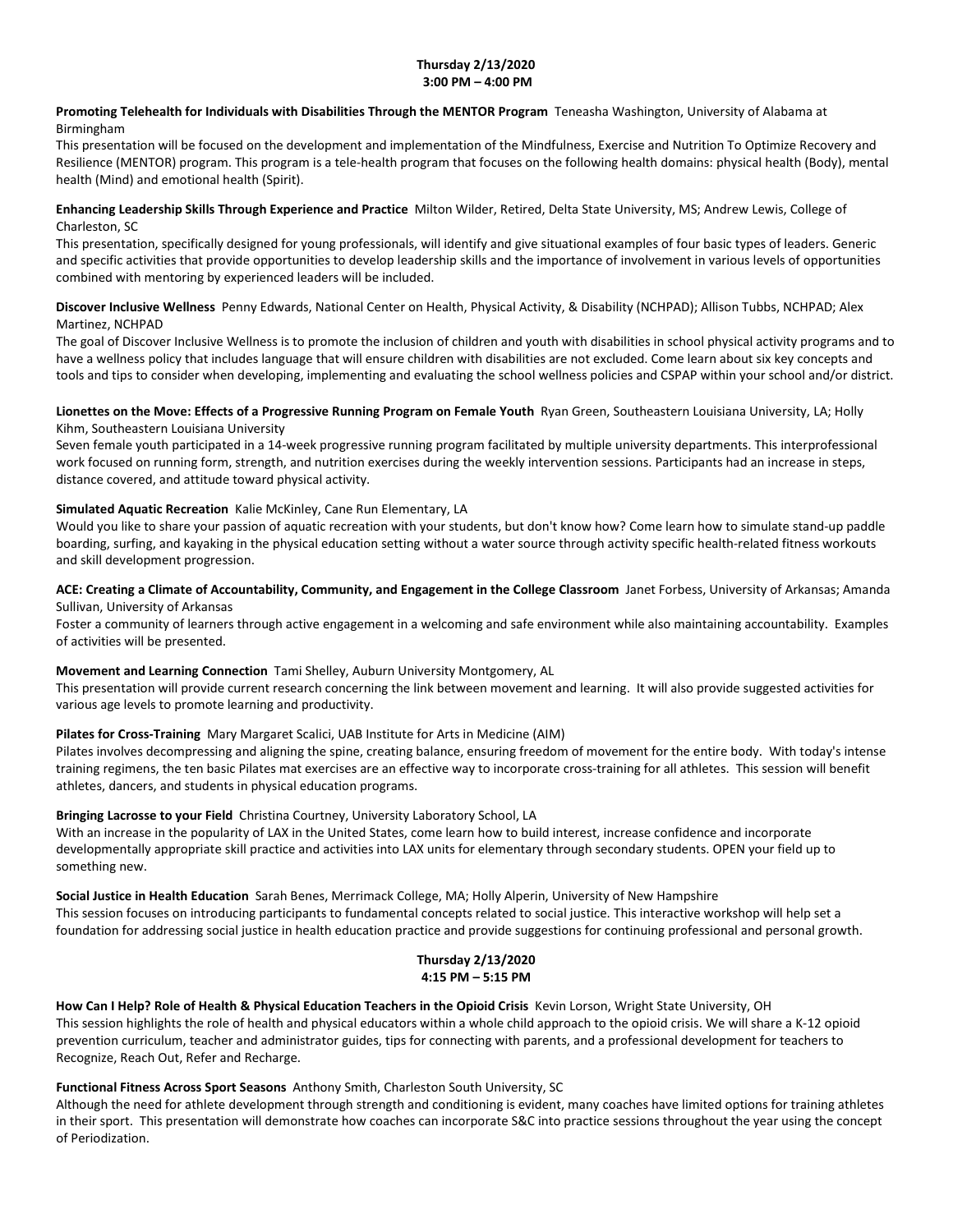## Thursday 2/13/2020
## 3:00 PM – 4:00 PM

**Promoting Telehealth for Individuals with Disabilities Through the MENTOR Program** Teneasha Washington, University of Alabama at Birmingham

This presentation will be focused on the development and implementation of the Mindfulness, Exercise and Nutrition To Optimize Recovery and Resilience (MENTOR) program. This program is a tele-health program that focuses on the following health domains: physical health (Body), mental health (Mind) and emotional health (Spirit).

**Enhancing Leadership Skills Through Experience and Practice** Milton Wilder, Retired, Delta State University, MS; Andrew Lewis, College of Charleston, SC

This presentation, specifically designed for young professionals, will identify and give situational examples of four basic types of leaders. Generic and specific activities that provide opportunities to develop leadership skills and the importance of involvement in various levels of opportunities combined with mentoring by experienced leaders will be included.

**Discover Inclusive Wellness** Penny Edwards, National Center on Health, Physical Activity, & Disability (NCHPAD); Allison Tubbs, NCHPAD; Alex Martinez, NCHPAD

The goal of Discover Inclusive Wellness is to promote the inclusion of children and youth with disabilities in school physical activity programs and to have a wellness policy that includes language that will ensure children with disabilities are not excluded. Come learn about six key concepts and tools and tips to consider when developing, implementing and evaluating the school wellness policies and CSPAP within your school and/or district.

**Lionettes on the Move: Effects of a Progressive Running Program on Female Youth** Ryan Green, Southeastern Louisiana University, LA; Holly Kihm, Southeastern Louisiana University

Seven female youth participated in a 14-week progressive running program facilitated by multiple university departments. This interprofessional work focused on running form, strength, and nutrition exercises during the weekly intervention sessions. Participants had an increase in steps, distance covered, and attitude toward physical activity.

**Simulated Aquatic Recreation** Kalie McKinley, Cane Run Elementary, LA

Would you like to share your passion of aquatic recreation with your students, but don't know how? Come learn how to simulate stand-up paddle boarding, surfing, and kayaking in the physical education setting without a water source through activity specific health-related fitness workouts and skill development progression.

**ACE: Creating a Climate of Accountability, Community, and Engagement in the College Classroom** Janet Forbess, University of Arkansas; Amanda Sullivan, University of Arkansas

Foster a community of learners through active engagement in a welcoming and safe environment while also maintaining accountability. Examples of activities will be presented.

**Movement and Learning Connection** Tami Shelley, Auburn University Montgomery, AL

This presentation will provide current research concerning the link between movement and learning. It will also provide suggested activities for various age levels to promote learning and productivity.

**Pilates for Cross-Training** Mary Margaret Scalici, UAB Institute for Arts in Medicine (AIM)

Pilates involves decompressing and aligning the spine, creating balance, ensuring freedom of movement for the entire body. With today's intense training regimens, the ten basic Pilates mat exercises are an effective way to incorporate cross-training for all athletes. This session will benefit athletes, dancers, and students in physical education programs.

**Bringing Lacrosse to your Field** Christina Courtney, University Laboratory School, LA

With an increase in the popularity of LAX in the United States, come learn how to build interest, increase confidence and incorporate developmentally appropriate skill practice and activities into LAX units for elementary through secondary students. OPEN your field up to something new.

**Social Justice in Health Education** Sarah Benes, Merrimack College, MA; Holly Alperin, University of New Hampshire

This session focuses on introducing participants to fundamental concepts related to social justice. This interactive workshop will help set a foundation for addressing social justice in health education practice and provide suggestions for continuing professional and personal growth.

## Thursday 2/13/2020
## 4:15 PM – 5:15 PM

**How Can I Help? Role of Health & Physical Education Teachers in the Opioid Crisis** Kevin Lorson, Wright State University, OH

This session highlights the role of health and physical educators within a whole child approach to the opioid crisis. We will share a K-12 opioid prevention curriculum, teacher and administrator guides, tips for connecting with parents, and a professional development for teachers to Recognize, Reach Out, Refer and Recharge.

**Functional Fitness Across Sport Seasons** Anthony Smith, Charleston South University, SC

Although the need for athlete development through strength and conditioning is evident, many coaches have limited options for training athletes in their sport. This presentation will demonstrate how coaches can incorporate S&C into practice sessions throughout the year using the concept of Periodization.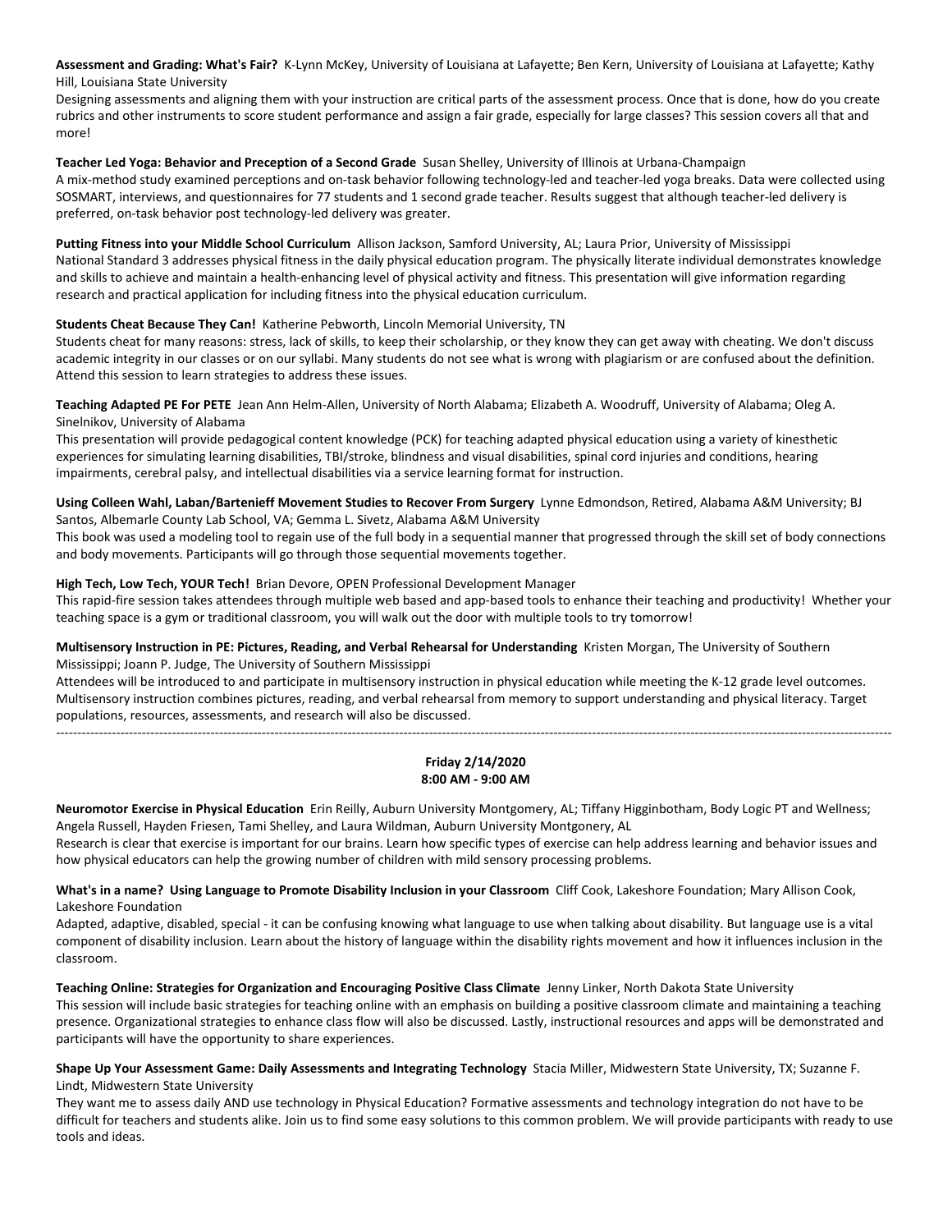**Assessment and Grading: What's Fair?** K-Lynn McKey, University of Louisiana at Lafayette; Ben Kern, University of Louisiana at Lafayette; Kathy Hill, Louisiana State University

Designing assessments and aligning them with your instruction are critical parts of the assessment process. Once that is done, how do you create rubrics and other instruments to score student performance and assign a fair grade, especially for large classes? This session covers all that and more!

**Teacher Led Yoga: Behavior and Preception of a Second Grade** Susan Shelley, University of Illinois at Urbana-Champaign

A mix-method study examined perceptions and on-task behavior following technology-led and teacher-led yoga breaks. Data were collected using SOSMART, interviews, and questionnaires for 77 students and 1 second grade teacher. Results suggest that although teacher-led delivery is preferred, on-task behavior post technology-led delivery was greater.

**Putting Fitness into your Middle School Curriculum** Allison Jackson, Samford University, AL; Laura Prior, University of Mississippi

National Standard 3 addresses physical fitness in the daily physical education program. The physically literate individual demonstrates knowledge and skills to achieve and maintain a health-enhancing level of physical activity and fitness. This presentation will give information regarding research and practical application for including fitness into the physical education curriculum.

**Students Cheat Because They Can!** Katherine Pebworth, Lincoln Memorial University, TN

Students cheat for many reasons: stress, lack of skills, to keep their scholarship, or they know they can get away with cheating. We don't discuss academic integrity in our classes or on our syllabi. Many students do not see what is wrong with plagiarism or are confused about the definition. Attend this session to learn strategies to address these issues.

**Teaching Adapted PE For PETE** Jean Ann Helm-Allen, University of North Alabama; Elizabeth A. Woodruff, University of Alabama; Oleg A. Sinelnikov, University of Alabama

This presentation will provide pedagogical content knowledge (PCK) for teaching adapted physical education using a variety of kinesthetic experiences for simulating learning disabilities, TBI/stroke, blindness and visual disabilities, spinal cord injuries and conditions, hearing impairments, cerebral palsy, and intellectual disabilities via a service learning format for instruction.

**Using Colleen Wahl, Laban/Bartenieff Movement Studies to Recover From Surgery** Lynne Edmondson, Retired, Alabama A&M University; BJ Santos, Albemarle County Lab School, VA; Gemma L. Sivetz, Alabama A&M University

This book was used a modeling tool to regain use of the full body in a sequential manner that progressed through the skill set of body connections and body movements. Participants will go through those sequential movements together.

**High Tech, Low Tech, YOUR Tech!** Brian Devore, OPEN Professional Development Manager

This rapid-fire session takes attendees through multiple web based and app-based tools to enhance their teaching and productivity! Whether your teaching space is a gym or traditional classroom, you will walk out the door with multiple tools to try tomorrow!

**Multisensory Instruction in PE: Pictures, Reading, and Verbal Rehearsal for Understanding** Kristen Morgan, The University of Southern Mississippi; Joann P. Judge, The University of Southern Mississippi

Attendees will be introduced to and participate in multisensory instruction in physical education while meeting the K-12 grade level outcomes. Multisensory instruction combines pictures, reading, and verbal rehearsal from memory to support understanding and physical literacy. Target populations, resources, assessments, and research will also be discussed.

---

**Friday 2/14/2020**
**8:00 AM - 9:00 AM**

**Neuromotor Exercise in Physical Education** Erin Reilly, Auburn University Montgomery, AL; Tiffany Higginbotham, Body Logic PT and Wellness; Angela Russell, Hayden Friesen, Tami Shelley, and Laura Wildman, Auburn University Montgonery, AL

Research is clear that exercise is important for our brains. Learn how specific types of exercise can help address learning and behavior issues and how physical educators can help the growing number of children with mild sensory processing problems.

**What's in a name? Using Language to Promote Disability Inclusion in your Classroom** Cliff Cook, Lakeshore Foundation; Mary Allison Cook, Lakeshore Foundation

Adapted, adaptive, disabled, special - it can be confusing knowing what language to use when talking about disability. But language use is a vital component of disability inclusion. Learn about the history of language within the disability rights movement and how it influences inclusion in the classroom.

**Teaching Online: Strategies for Organization and Encouraging Positive Class Climate** Jenny Linker, North Dakota State University

This session will include basic strategies for teaching online with an emphasis on building a positive classroom climate and maintaining a teaching presence. Organizational strategies to enhance class flow will also be discussed. Lastly, instructional resources and apps will be demonstrated and participants will have the opportunity to share experiences.

**Shape Up Your Assessment Game: Daily Assessments and Integrating Technology** Stacia Miller, Midwestern State University, TX; Suzanne F. Lindt, Midwestern State University

They want me to assess daily AND use technology in Physical Education? Formative assessments and technology integration do not have to be difficult for teachers and students alike. Join us to find some easy solutions to this common problem. We will provide participants with ready to use tools and ideas.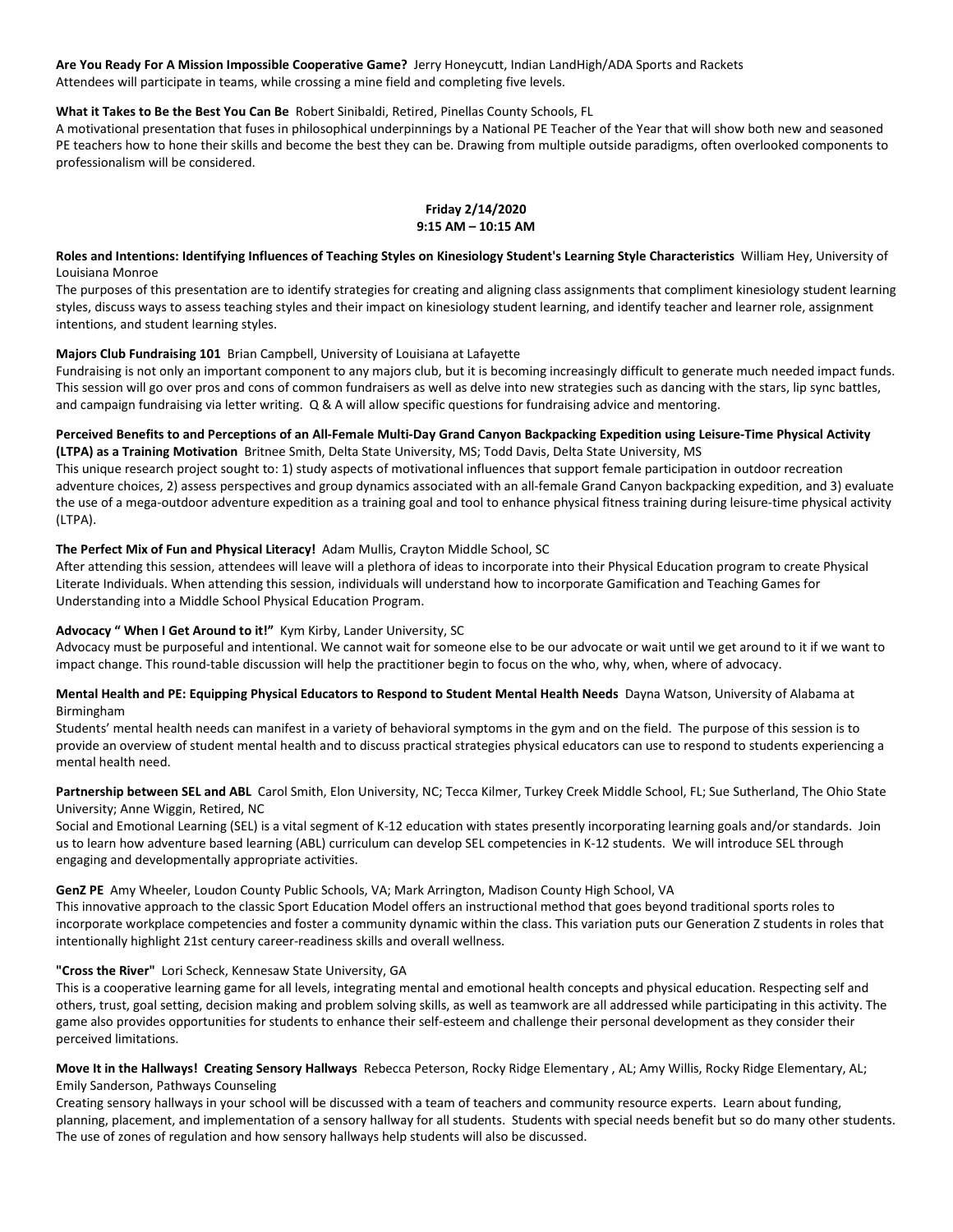**Are You Ready For A Mission Impossible Cooperative Game?** Jerry Honeycutt, Indian LandHigh/ADA Sports and Rackets
Attendees will participate in teams, while crossing a mine field and completing five levels.

**What it Takes to Be the Best You Can Be** Robert Sinibaldi, Retired, Pinellas County Schools, FL
A motivational presentation that fuses in philosophical underpinnings by a National PE Teacher of the Year that will show both new and seasoned PE teachers how to hone their skills and become the best they can be. Drawing from multiple outside paradigms, often overlooked components to professionalism will be considered.

## Friday 2/14/2020
## 9:15 AM – 10:15 AM

**Roles and Intentions: Identifying Influences of Teaching Styles on Kinesiology Student's Learning Style Characteristics** William Hey, University of Louisiana Monroe
The purposes of this presentation are to identify strategies for creating and aligning class assignments that compliment kinesiology student learning styles, discuss ways to assess teaching styles and their impact on kinesiology student learning, and identify teacher and learner role, assignment intentions, and student learning styles.

**Majors Club Fundraising 101** Brian Campbell, University of Louisiana at Lafayette
Fundraising is not only an important component to any majors club, but it is becoming increasingly difficult to generate much needed impact funds. This session will go over pros and cons of common fundraisers as well as delve into new strategies such as dancing with the stars, lip sync battles, and campaign fundraising via letter writing. Q & A will allow specific questions for fundraising advice and mentoring.

**Perceived Benefits to and Perceptions of an All-Female Multi-Day Grand Canyon Backpacking Expedition using Leisure-Time Physical Activity (LTPA) as a Training Motivation** Britnee Smith, Delta State University, MS; Todd Davis, Delta State University, MS
This unique research project sought to: 1) study aspects of motivational influences that support female participation in outdoor recreation adventure choices, 2) assess perspectives and group dynamics associated with an all-female Grand Canyon backpacking expedition, and 3) evaluate the use of a mega-outdoor adventure expedition as a training goal and tool to enhance physical fitness training during leisure-time physical activity (LTPA).

**The Perfect Mix of Fun and Physical Literacy!** Adam Mullis, Crayton Middle School, SC
After attending this session, attendees will leave will a plethora of ideas to incorporate into their Physical Education program to create Physical Literate Individuals. When attending this session, individuals will understand how to incorporate Gamification and Teaching Games for Understanding into a Middle School Physical Education Program.

**Advocacy " When I Get Around to it!"** Kym Kirby, Lander University, SC
Advocacy must be purposeful and intentional. We cannot wait for someone else to be our advocate or wait until we get around to it if we want to impact change. This round-table discussion will help the practitioner begin to focus on the who, why, when, where of advocacy.

**Mental Health and PE: Equipping Physical Educators to Respond to Student Mental Health Needs** Dayna Watson, University of Alabama at Birmingham
Students' mental health needs can manifest in a variety of behavioral symptoms in the gym and on the field. The purpose of this session is to provide an overview of student mental health and to discuss practical strategies physical educators can use to respond to students experiencing a mental health need.

**Partnership between SEL and ABL** Carol Smith, Elon University, NC; Tecca Kilmer, Turkey Creek Middle School, FL; Sue Sutherland, The Ohio State University; Anne Wiggin, Retired, NC
Social and Emotional Learning (SEL) is a vital segment of K-12 education with states presently incorporating learning goals and/or standards. Join us to learn how adventure based learning (ABL) curriculum can develop SEL competencies in K-12 students. We will introduce SEL through engaging and developmentally appropriate activities.

**GenZ PE** Amy Wheeler, Loudon County Public Schools, VA; Mark Arrington, Madison County High School, VA
This innovative approach to the classic Sport Education Model offers an instructional method that goes beyond traditional sports roles to incorporate workplace competencies and foster a community dynamic within the class. This variation puts our Generation Z students in roles that intentionally highlight 21st century career-readiness skills and overall wellness.

**"Cross the River"** Lori Scheck, Kennesaw State University, GA
This is a cooperative learning game for all levels, integrating mental and emotional health concepts and physical education. Respecting self and others, trust, goal setting, decision making and problem solving skills, as well as teamwork are all addressed while participating in this activity. The game also provides opportunities for students to enhance their self-esteem and challenge their personal development as they consider their perceived limitations.

**Move It in the Hallways! Creating Sensory Hallways** Rebecca Peterson, Rocky Ridge Elementary , AL; Amy Willis, Rocky Ridge Elementary, AL; Emily Sanderson, Pathways Counseling
Creating sensory hallways in your school will be discussed with a team of teachers and community resource experts. Learn about funding, planning, placement, and implementation of a sensory hallway for all students. Students with special needs benefit but so do many other students. The use of zones of regulation and how sensory hallways help students will also be discussed.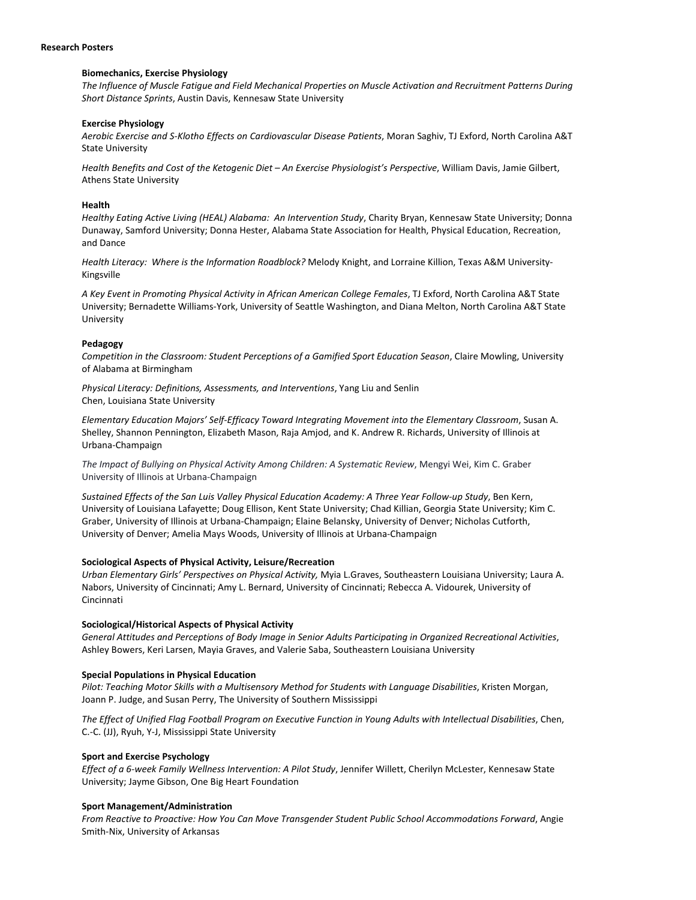## Research Posters

### Biomechanics, Exercise Physiology

*The Influence of Muscle Fatigue and Field Mechanical Properties on Muscle Activation and Recruitment Patterns During Short Distance Sprints*, Austin Davis, Kennesaw State University

### Exercise Physiology

*Aerobic Exercise and S-Klotho Effects on Cardiovascular Disease Patients*, Moran Saghiv, TJ Exford, North Carolina A&T State University

*Health Benefits and Cost of the Ketogenic Diet – An Exercise Physiologist's Perspective*, William Davis, Jamie Gilbert, Athens State University

### Health

*Healthy Eating Active Living (HEAL) Alabama: An Intervention Study*, Charity Bryan, Kennesaw State University; Donna Dunaway, Samford University; Donna Hester, Alabama State Association for Health, Physical Education, Recreation, and Dance

*Health Literacy: Where is the Information Roadblock?* Melody Knight, and Lorraine Killion, Texas A&M University-Kingsville

*A Key Event in Promoting Physical Activity in African American College Females*, TJ Exford, North Carolina A&T State University; Bernadette Williams-York, University of Seattle Washington, and Diana Melton, North Carolina A&T State University

### Pedagogy

*Competition in the Classroom: Student Perceptions of a Gamified Sport Education Season*, Claire Mowling, University of Alabama at Birmingham

*Physical Literacy: Definitions, Assessments, and Interventions*, Yang Liu and Senlin Chen, Louisiana State University

*Elementary Education Majors' Self-Efficacy Toward Integrating Movement into the Elementary Classroom*, Susan A. Shelley, Shannon Pennington, Elizabeth Mason, Raja Amjod, and K. Andrew R. Richards, University of Illinois at Urbana-Champaign

*The Impact of Bullying on Physical Activity Among Children: A Systematic Review*, Mengyi Wei, Kim C. Graber University of Illinois at Urbana-Champaign

*Sustained Effects of the San Luis Valley Physical Education Academy: A Three Year Follow-up Study*, Ben Kern, University of Louisiana Lafayette; Doug Ellison, Kent State University; Chad Killian, Georgia State University; Kim C. Graber, University of Illinois at Urbana-Champaign; Elaine Belansky, University of Denver; Nicholas Cutforth, University of Denver; Amelia Mays Woods, University of Illinois at Urbana-Champaign

### Sociological Aspects of Physical Activity, Leisure/Recreation

*Urban Elementary Girls' Perspectives on Physical Activity,* Myia L.Graves, Southeastern Louisiana University; Laura A. Nabors, University of Cincinnati; Amy L. Bernard, University of Cincinnati; Rebecca A. Vidourek, University of Cincinnati

### Sociological/Historical Aspects of Physical Activity

*General Attitudes and Perceptions of Body Image in Senior Adults Participating in Organized Recreational Activities*, Ashley Bowers, Keri Larsen, Mayia Graves, and Valerie Saba, Southeastern Louisiana University

### Special Populations in Physical Education

*Pilot: Teaching Motor Skills with a Multisensory Method for Students with Language Disabilities*, Kristen Morgan, Joann P. Judge, and Susan Perry, The University of Southern Mississippi

*The Effect of Unified Flag Football Program on Executive Function in Young Adults with Intellectual Disabilities*, Chen, C.-C. (JJ), Ryuh, Y-J, Mississippi State University

### Sport and Exercise Psychology

*Effect of a 6-week Family Wellness Intervention: A Pilot Study*, Jennifer Willett, Cherilyn McLester, Kennesaw State University; Jayme Gibson, One Big Heart Foundation

### Sport Management/Administration

*From Reactive to Proactive: How You Can Move Transgender Student Public School Accommodations Forward*, Angie Smith-Nix, University of Arkansas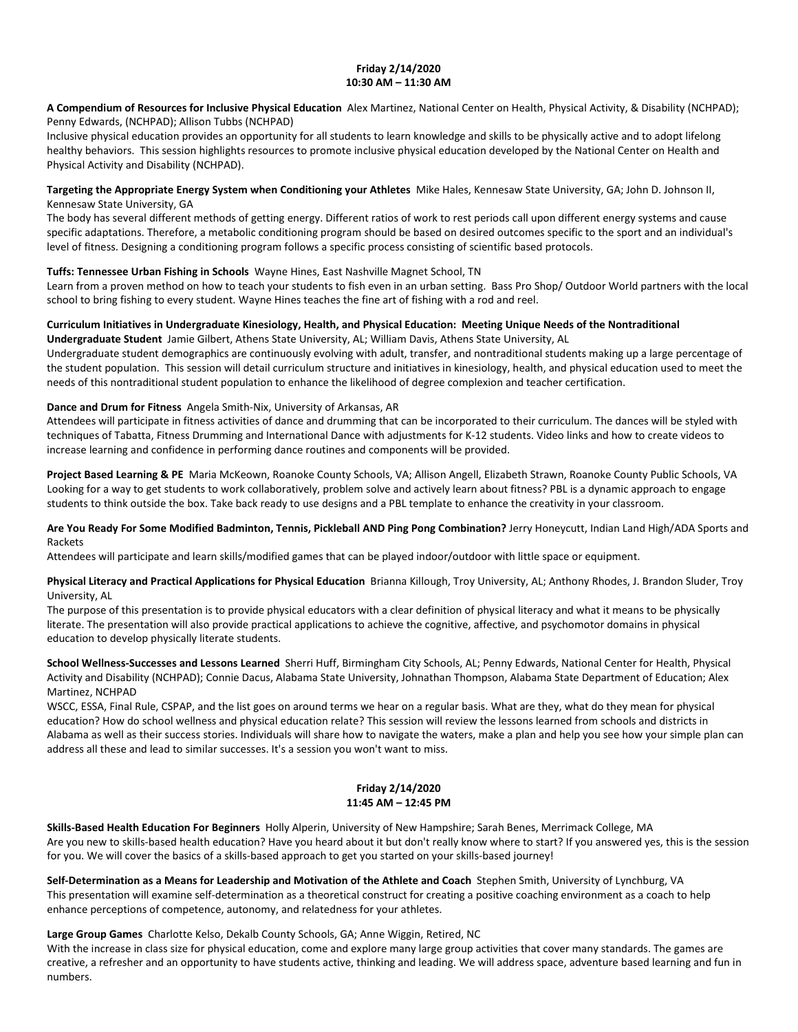**Friday 2/14/2020**
**10:30 AM – 11:30 AM**

**A Compendium of Resources for Inclusive Physical Education** Alex Martinez, National Center on Health, Physical Activity, & Disability (NCHPAD); Penny Edwards, (NCHPAD); Allison Tubbs (NCHPAD)
Inclusive physical education provides an opportunity for all students to learn knowledge and skills to be physically active and to adopt lifelong healthy behaviors. This session highlights resources to promote inclusive physical education developed by the National Center on Health and Physical Activity and Disability (NCHPAD).

**Targeting the Appropriate Energy System when Conditioning your Athletes** Mike Hales, Kennesaw State University, GA; John D. Johnson II, Kennesaw State University, GA
The body has several different methods of getting energy. Different ratios of work to rest periods call upon different energy systems and cause specific adaptations. Therefore, a metabolic conditioning program should be based on desired outcomes specific to the sport and an individual's level of fitness. Designing a conditioning program follows a specific process consisting of scientific based protocols.

**Tuffs: Tennessee Urban Fishing in Schools** Wayne Hines, East Nashville Magnet School, TN
Learn from a proven method on how to teach your students to fish even in an urban setting. Bass Pro Shop/ Outdoor World partners with the local school to bring fishing to every student. Wayne Hines teaches the fine art of fishing with a rod and reel.

**Curriculum Initiatives in Undergraduate Kinesiology, Health, and Physical Education: Meeting Unique Needs of the Nontraditional Undergraduate Student** Jamie Gilbert, Athens State University, AL; William Davis, Athens State University, AL
Undergraduate student demographics are continuously evolving with adult, transfer, and nontraditional students making up a large percentage of the student population. This session will detail curriculum structure and initiatives in kinesiology, health, and physical education used to meet the needs of this nontraditional student population to enhance the likelihood of degree complexion and teacher certification.

**Dance and Drum for Fitness** Angela Smith-Nix, University of Arkansas, AR
Attendees will participate in fitness activities of dance and drumming that can be incorporated to their curriculum. The dances will be styled with techniques of Tabatta, Fitness Drumming and International Dance with adjustments for K-12 students. Video links and how to create videos to increase learning and confidence in performing dance routines and components will be provided.

**Project Based Learning & PE** Maria McKeown, Roanoke County Schools, VA; Allison Angell, Elizabeth Strawn, Roanoke County Public Schools, VA
Looking for a way to get students to work collaboratively, problem solve and actively learn about fitness? PBL is a dynamic approach to engage students to think outside the box. Take back ready to use designs and a PBL template to enhance the creativity in your classroom.

**Are You Ready For Some Modified Badminton, Tennis, Pickleball AND Ping Pong Combination?** Jerry Honeycutt, Indian Land High/ADA Sports and Rackets
Attendees will participate and learn skills/modified games that can be played indoor/outdoor with little space or equipment.

**Physical Literacy and Practical Applications for Physical Education** Brianna Killough, Troy University, AL; Anthony Rhodes, J. Brandon Sluder, Troy University, AL
The purpose of this presentation is to provide physical educators with a clear definition of physical literacy and what it means to be physically literate. The presentation will also provide practical applications to achieve the cognitive, affective, and psychomotor domains in physical education to develop physically literate students.

**School Wellness-Successes and Lessons Learned** Sherri Huff, Birmingham City Schools, AL; Penny Edwards, National Center for Health, Physical Activity and Disability (NCHPAD); Connie Dacus, Alabama State University, Johnathan Thompson, Alabama State Department of Education; Alex Martinez, NCHPAD
WSCC, ESSA, Final Rule, CSPAP, and the list goes on around terms we hear on a regular basis. What are they, what do they mean for physical education? How do school wellness and physical education relate? This session will review the lessons learned from schools and districts in Alabama as well as their success stories. Individuals will share how to navigate the waters, make a plan and help you see how your simple plan can address all these and lead to similar successes. It's a session you won't want to miss.

**Friday 2/14/2020**
**11:45 AM – 12:45 PM**

**Skills-Based Health Education For Beginners** Holly Alperin, University of New Hampshire; Sarah Benes, Merrimack College, MA
Are you new to skills-based health education? Have you heard about it but don't really know where to start? If you answered yes, this is the session for you. We will cover the basics of a skills-based approach to get you started on your skills-based journey!

**Self-Determination as a Means for Leadership and Motivation of the Athlete and Coach** Stephen Smith, University of Lynchburg, VA
This presentation will examine self-determination as a theoretical construct for creating a positive coaching environment as a coach to help enhance perceptions of competence, autonomy, and relatedness for your athletes.

**Large Group Games** Charlotte Kelso, Dekalb County Schools, GA; Anne Wiggin, Retired, NC
With the increase in class size for physical education, come and explore many large group activities that cover many standards. The games are creative, a refresher and an opportunity to have students active, thinking and leading. We will address space, adventure based learning and fun in numbers.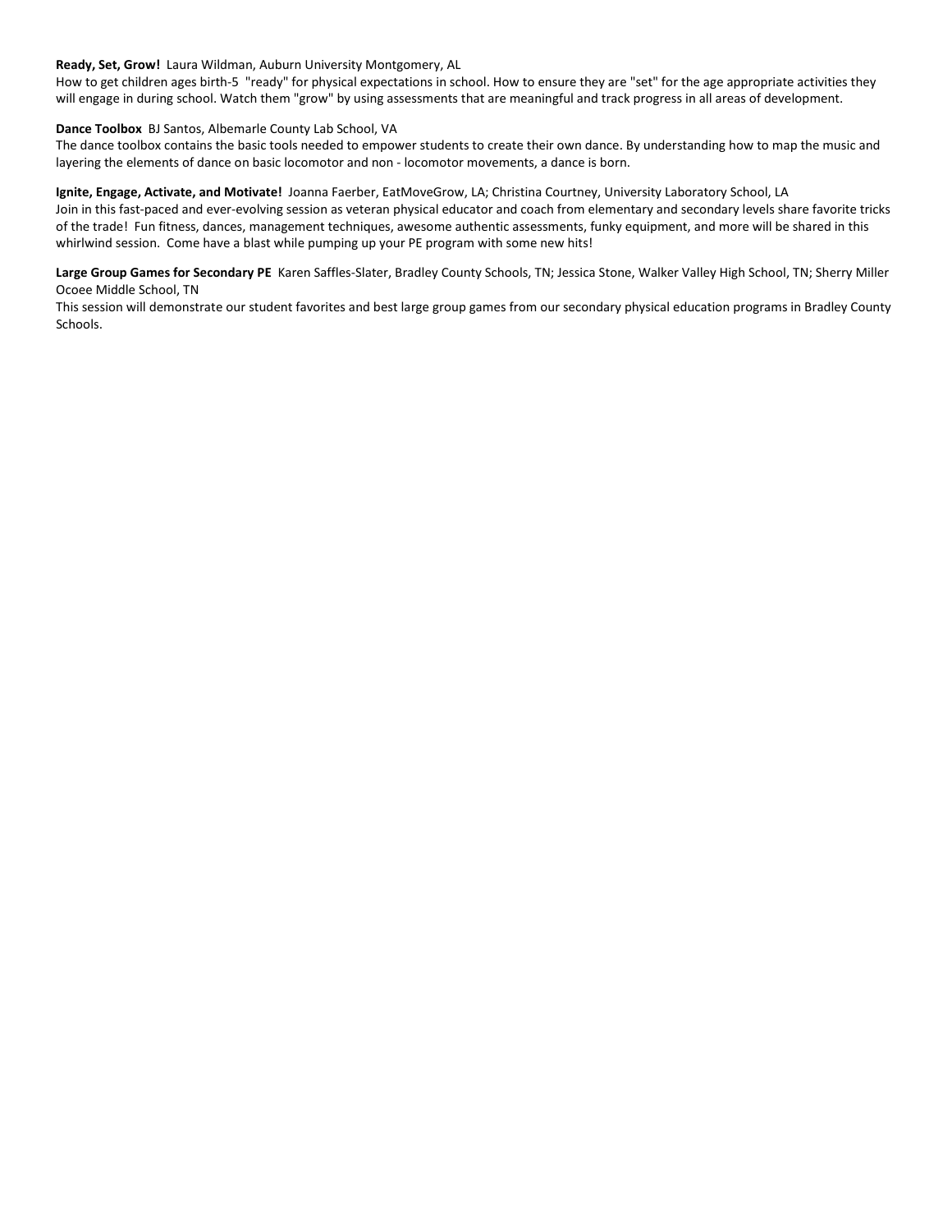**Ready, Set, Grow!** Laura Wildman, Auburn University Montgomery, AL
How to get children ages birth-5 "ready" for physical expectations in school. How to ensure they are "set" for the age appropriate activities they will engage in during school. Watch them "grow" by using assessments that are meaningful and track progress in all areas of development.

**Dance Toolbox** BJ Santos, Albemarle County Lab School, VA
The dance toolbox contains the basic tools needed to empower students to create their own dance. By understanding how to map the music and layering the elements of dance on basic locomotor and non - locomotor movements, a dance is born.

**Ignite, Engage, Activate, and Motivate!** Joanna Faerber, EatMoveGrow, LA; Christina Courtney, University Laboratory School, LA
Join in this fast-paced and ever-evolving session as veteran physical educator and coach from elementary and secondary levels share favorite tricks of the trade! Fun fitness, dances, management techniques, awesome authentic assessments, funky equipment, and more will be shared in this whirlwind session. Come have a blast while pumping up your PE program with some new hits!

**Large Group Games for Secondary PE** Karen Saffles-Slater, Bradley County Schools, TN; Jessica Stone, Walker Valley High School, TN; Sherry Miller Ocoee Middle School, TN
This session will demonstrate our student favorites and best large group games from our secondary physical education programs in Bradley County Schools.